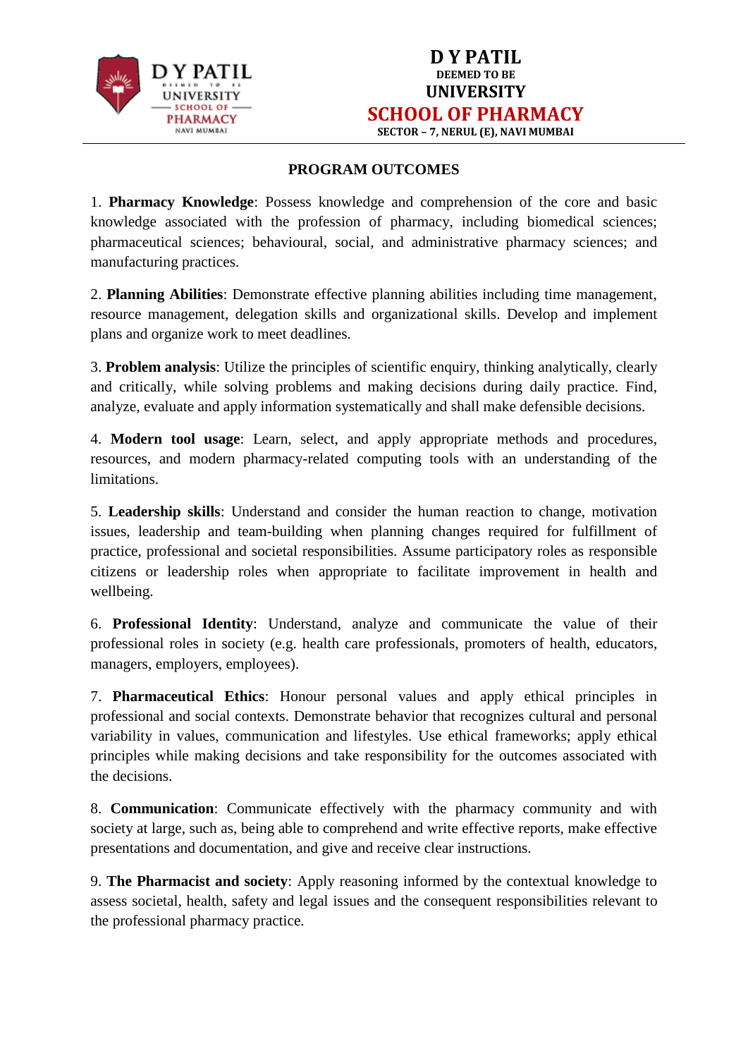# D Y PATIL
DEEMED TO BE
UNIVERSITY
SCHOOL OF PHARMACY
SECTOR – 7, NERUL (E), NAVI MUMBAI

## PROGRAM OUTCOMES

1. **Pharmacy Knowledge**: Possess knowledge and comprehension of the core and basic knowledge associated with the profession of pharmacy, including biomedical sciences; pharmaceutical sciences; behavioural, social, and administrative pharmacy sciences; and manufacturing practices.

2. **Planning Abilities**: Demonstrate effective planning abilities including time management, resource management, delegation skills and organizational skills. Develop and implement plans and organize work to meet deadlines.

3. **Problem analysis**: Utilize the principles of scientific enquiry, thinking analytically, clearly and critically, while solving problems and making decisions during daily practice. Find, analyze, evaluate and apply information systematically and shall make defensible decisions.

4. **Modern tool usage**: Learn, select, and apply appropriate methods and procedures, resources, and modern pharmacy-related computing tools with an understanding of the limitations.

5. **Leadership skills**: Understand and consider the human reaction to change, motivation issues, leadership and team-building when planning changes required for fulfillment of practice, professional and societal responsibilities. Assume participatory roles as responsible citizens or leadership roles when appropriate to facilitate improvement in health and wellbeing.

6. **Professional Identity**: Understand, analyze and communicate the value of their professional roles in society (e.g. health care professionals, promoters of health, educators, managers, employers, employees).

7. **Pharmaceutical Ethics**: Honour personal values and apply ethical principles in professional and social contexts. Demonstrate behavior that recognizes cultural and personal variability in values, communication and lifestyles. Use ethical frameworks; apply ethical principles while making decisions and take responsibility for the outcomes associated with the decisions.

8. **Communication**: Communicate effectively with the pharmacy community and with society at large, such as, being able to comprehend and write effective reports, make effective presentations and documentation, and give and receive clear instructions.

9. **The Pharmacist and society**: Apply reasoning informed by the contextual knowledge to assess societal, health, safety and legal issues and the consequent responsibilities relevant to the professional pharmacy practice.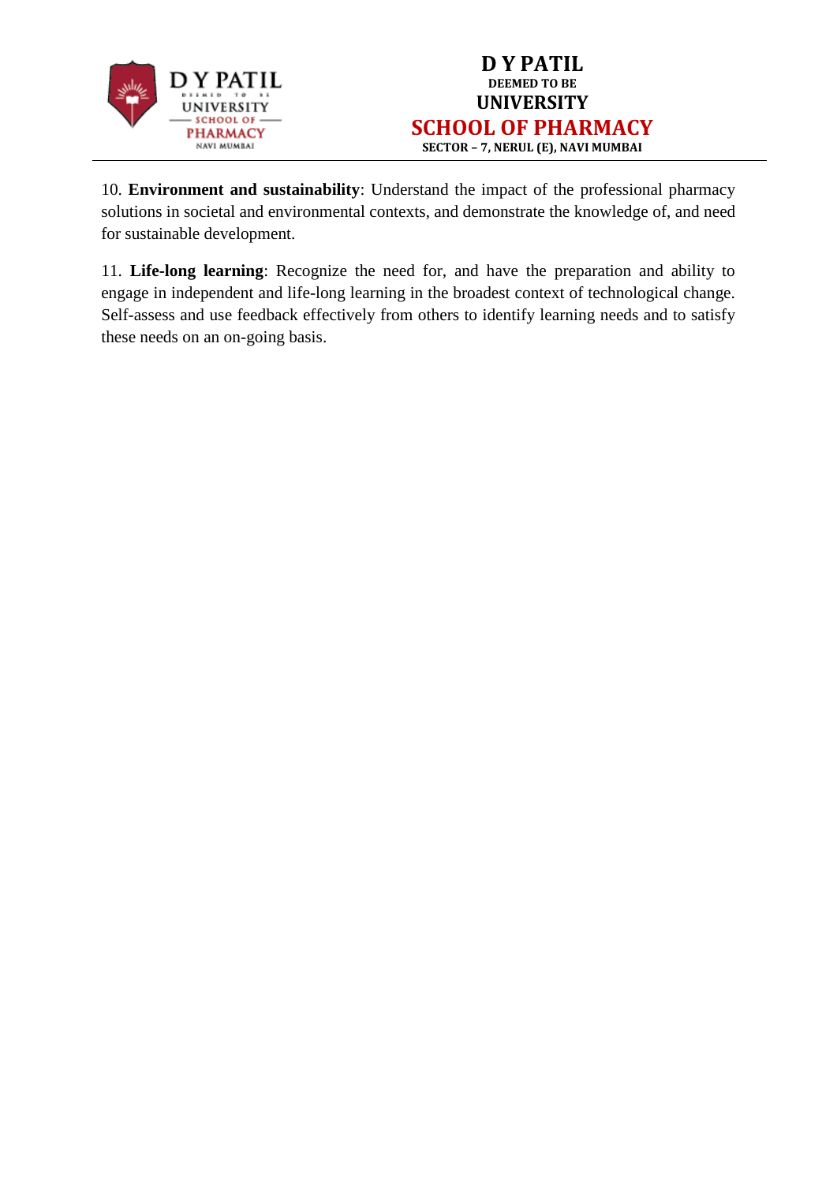10. **Environment and sustainability**: Understand the impact of the professional pharmacy solutions in societal and environmental contexts, and demonstrate the knowledge of, and need for sustainable development.

11. **Life-long learning**: Recognize the need for, and have the preparation and ability to engage in independent and life-long learning in the broadest context of technological change. Self-assess and use feedback effectively from others to identify learning needs and to satisfy these needs on an on-going basis.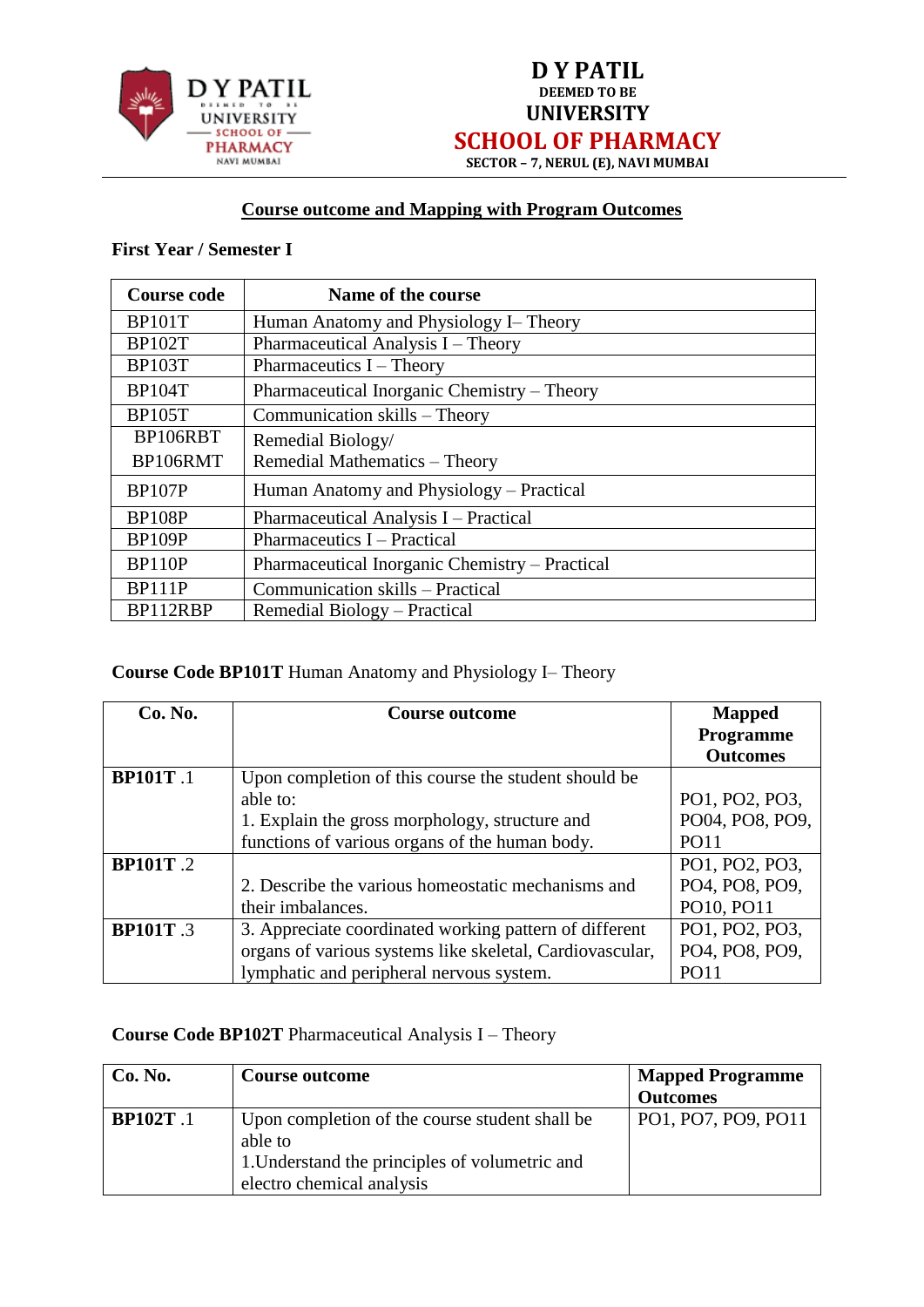# D Y PATIL

DEEMED TO BE

UNIVERSITY

## SCHOOL OF PHARMACY

SECTOR – 7, NERUL (E), NAVI MUMBAI

## Course outcome and Mapping with Program Outcomes

**First Year / Semester I**

| Course code | Name of the course |
|---|---|
| BP101T | Human Anatomy and Physiology I– Theory |
| BP102T | Pharmaceutical Analysis I – Theory |
| BP103T | Pharmaceutics I – Theory |
| BP104T | Pharmaceutical Inorganic Chemistry – Theory |
| BP105T | Communication skills – Theory |
| BP106RBT BP106RMT | Remedial Biology/ Remedial Mathematics – Theory |
| BP107P | Human Anatomy and Physiology – Practical |
| BP108P | Pharmaceutical Analysis I – Practical |
| BP109P | Pharmaceutics I – Practical |
| BP110P | Pharmaceutical Inorganic Chemistry – Practical |
| BP111P | Communication skills – Practical |
| BP112RBP | Remedial Biology – Practical |

**Course Code BP101T** Human Anatomy and Physiology I– Theory

| Co. No. | Course outcome | Mapped Programme Outcomes |
|---|---|---|
| **BP101T** .1 | Upon completion of this course the student should be able to: 1. Explain the gross morphology, structure and functions of various organs of the human body. | PO1, PO2, PO3, PO04, PO8, PO9, PO11 |
| **BP101T** .2 | 2. Describe the various homeostatic mechanisms and their imbalances. | PO1, PO2, PO3, PO4, PO8, PO9, PO10, PO11 |
| **BP101T** .3 | 3. Appreciate coordinated working pattern of different organs of various systems like skeletal, Cardiovascular, lymphatic and peripheral nervous system. | PO1, PO2, PO3, PO4, PO8, PO9, PO11 |

**Course Code BP102T** Pharmaceutical Analysis I – Theory

| Co. No. | Course outcome | Mapped Programme Outcomes |
|---|---|---|
| **BP102T** .1 | Upon completion of the course student shall be able to 1.Understand the principles of volumetric and electro chemical analysis | PO1, PO7, PO9, PO11 |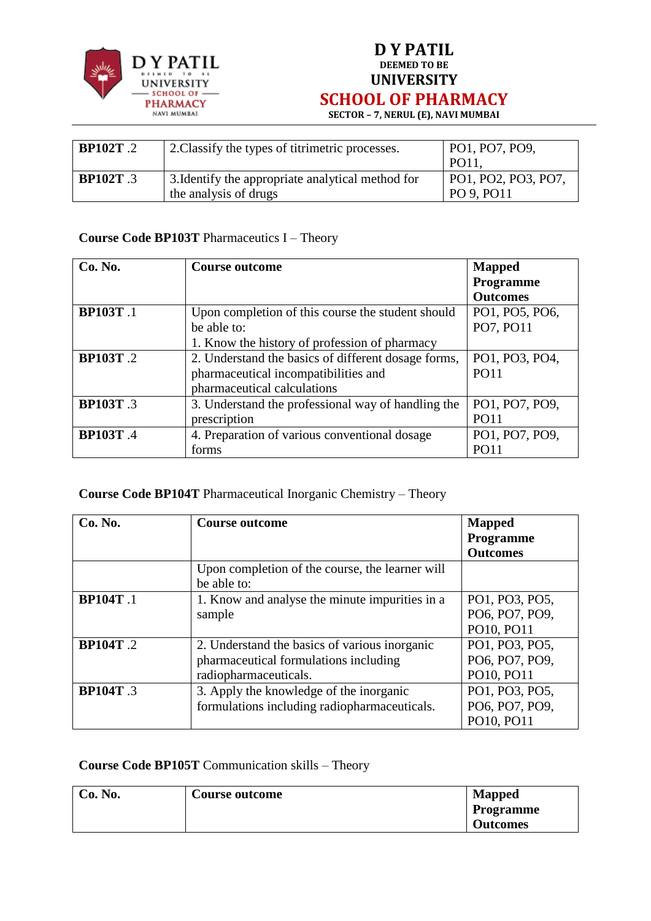| | | |
|---|---|---|
| **BP102T** .2 | 2.Classify the types of titrimetric processes. | PO1, PO7, PO9, PO11, |
| **BP102T** .3 | 3.Identify the appropriate analytical method for the analysis of drugs | PO1, PO2, PO3, PO7, PO 9, PO11 |

**Course Code BP103T** Pharmaceutics I – Theory

| **Co. No.** | **Course outcome** | **Mapped Programme Outcomes** |
|---|---|---|
| **BP103T** .1 | Upon completion of this course the student should be able to:<br>1. Know the history of profession of pharmacy | PO1, PO5, PO6, PO7, PO11 |
| **BP103T** .2 | 2. Understand the basics of different dosage forms, pharmaceutical incompatibilities and pharmaceutical calculations | PO1, PO3, PO4, PO11 |
| **BP103T** .3 | 3. Understand the professional way of handling the prescription | PO1, PO7, PO9, PO11 |
| **BP103T** .4 | 4. Preparation of various conventional dosage forms | PO1, PO7, PO9, PO11 |

**Course Code BP104T** Pharmaceutical Inorganic Chemistry – Theory

| **Co. No.** | **Course outcome** | **Mapped Programme Outcomes** |
|---|---|---|
| | Upon completion of the course, the learner will be able to: | |
| **BP104T** .1 | 1. Know and analyse the minute impurities in a sample | PO1, PO3, PO5, PO6, PO7, PO9, PO10, PO11 |
| **BP104T** .2 | 2. Understand the basics of various inorganic pharmaceutical formulations including radiopharmaceuticals. | PO1, PO3, PO5, PO6, PO7, PO9, PO10, PO11 |
| **BP104T** .3 | 3. Apply the knowledge of the inorganic formulations including radiopharmaceuticals. | PO1, PO3, PO5, PO6, PO7, PO9, PO10, PO11 |

**Course Code BP105T** Communication skills – Theory

| **Co. No.** | **Course outcome** | **Mapped Programme Outcomes** |
|---|---|---|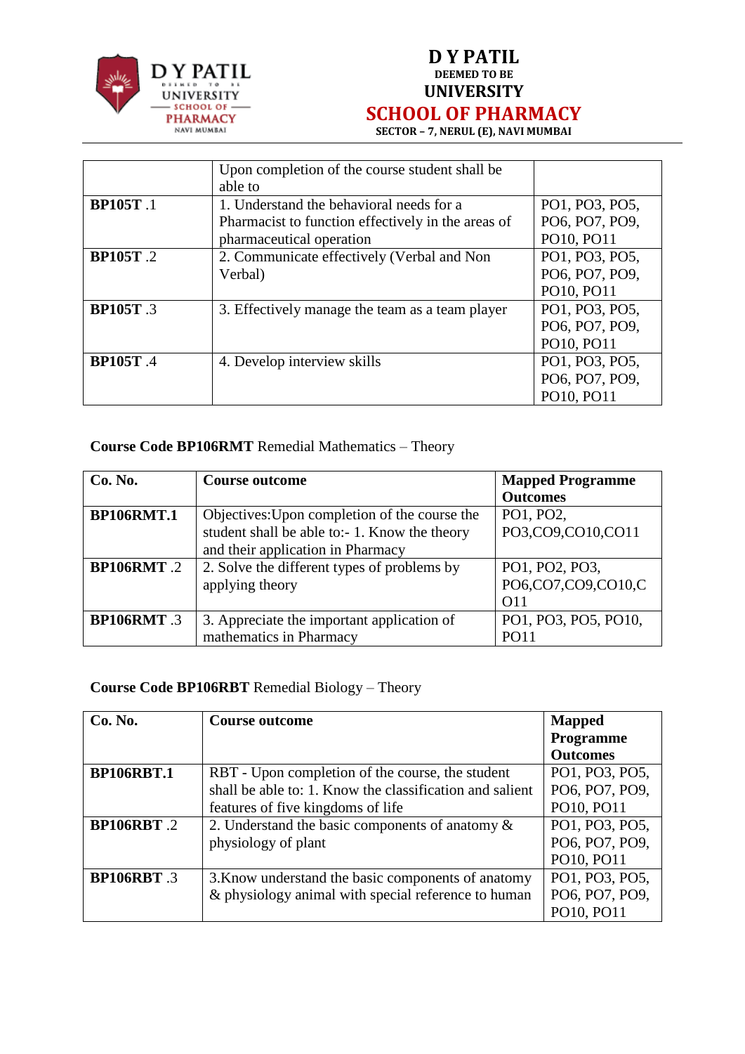| | Upon completion of the course student shall be able to | |
|---|---|---|
| **BP105T** .1 | 1. Understand the behavioral needs for a Pharmacist to function effectively in the areas of pharmaceutical operation | PO1, PO3, PO5, PO6, PO7, PO9, PO10, PO11 |
| **BP105T** .2 | 2. Communicate effectively (Verbal and Non Verbal) | PO1, PO3, PO5, PO6, PO7, PO9, PO10, PO11 |
| **BP105T** .3 | 3. Effectively manage the team as a team player | PO1, PO3, PO5, PO6, PO7, PO9, PO10, PO11 |
| **BP105T** .4 | 4. Develop interview skills | PO1, PO3, PO5, PO6, PO7, PO9, PO10, PO11 |

**Course Code BP106RMT** Remedial Mathematics – Theory

| Co. No. | Course outcome | Mapped Programme Outcomes |
|---|---|---|
| **BP106RMT.1** | Objectives:Upon completion of the course the student shall be able to:- 1. Know the theory and their application in Pharmacy | PO1, PO2, PO3,CO9,CO10,CO11 |
| **BP106RMT** .2 | 2. Solve the different types of problems by applying theory | PO1, PO2, PO3, PO6,CO7,CO9,CO10,CO11 |
| **BP106RMT** .3 | 3. Appreciate the important application of mathematics in Pharmacy | PO1, PO3, PO5, PO10, PO11 |

**Course Code BP106RBT** Remedial Biology – Theory

| Co. No. | Course outcome | Mapped Programme Outcomes |
|---|---|---|
| **BP106RBT.1** | RBT - Upon completion of the course, the student shall be able to: 1. Know the classification and salient features of five kingdoms of life | PO1, PO3, PO5, PO6, PO7, PO9, PO10, PO11 |
| **BP106RBT** .2 | 2. Understand the basic components of anatomy & physiology of plant | PO1, PO3, PO5, PO6, PO7, PO9, PO10, PO11 |
| **BP106RBT** .3 | 3.Know understand the basic components of anatomy & physiology animal with special reference to human | PO1, PO3, PO5, PO6, PO7, PO9, PO10, PO11 |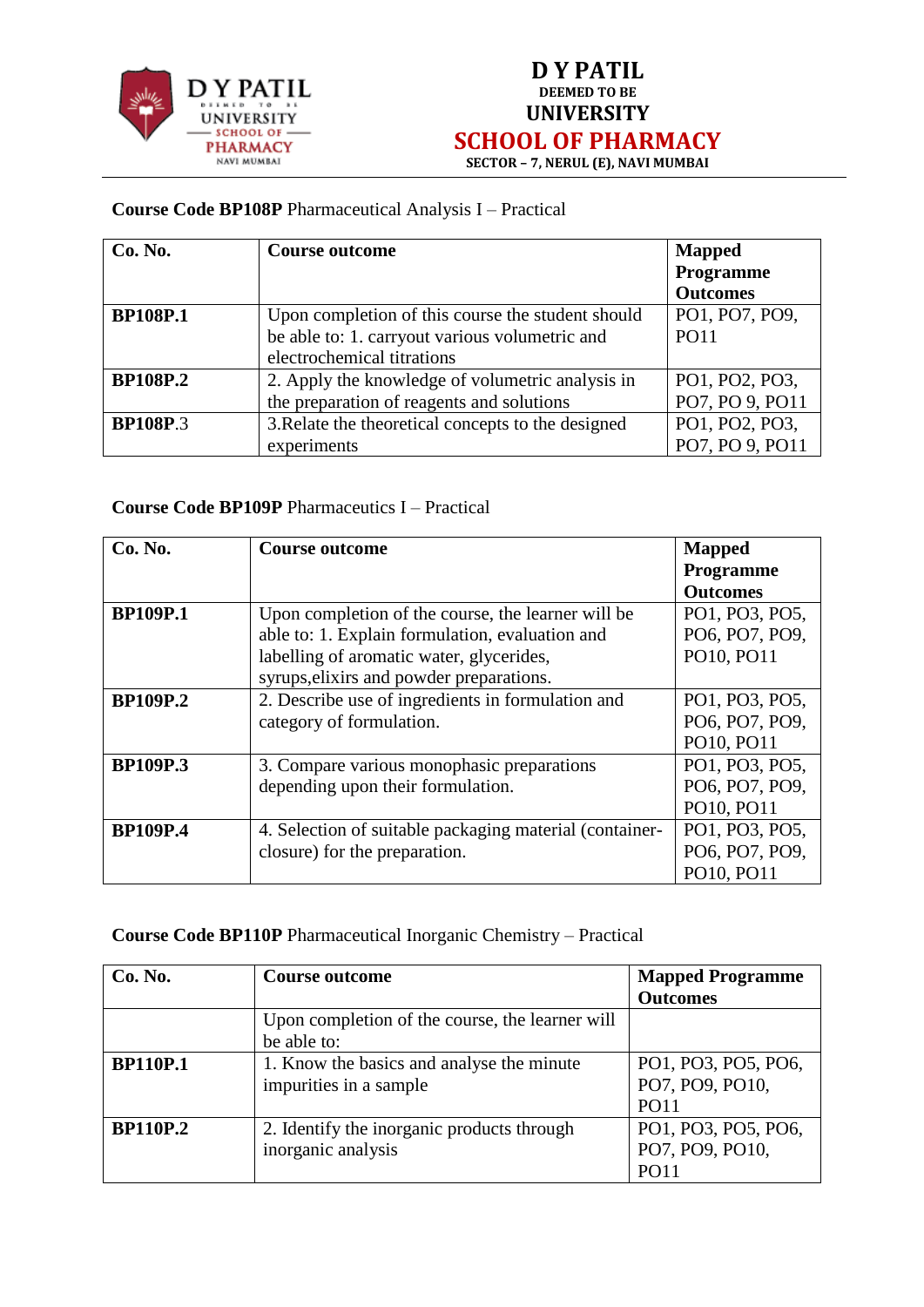**Course Code BP108P** Pharmaceutical Analysis I – Practical

| Co. No. | Course outcome | Mapped Programme Outcomes |
|---|---|---|
| **BP108P.1** | Upon completion of this course the student should be able to: 1. carryout various volumetric and electrochemical titrations | PO1, PO7, PO9, PO11 |
| **BP108P.2** | 2. Apply the knowledge of volumetric analysis in the preparation of reagents and solutions | PO1, PO2, PO3, PO7, PO 9, PO11 |
| **BP108P**.3 | 3.Relate the theoretical concepts to the designed experiments | PO1, PO2, PO3, PO7, PO 9, PO11 |

**Course Code BP109P** Pharmaceutics I – Practical

| Co. No. | Course outcome | Mapped Programme Outcomes |
|---|---|---|
| **BP109P.1** | Upon completion of the course, the learner will be able to: 1. Explain formulation, evaluation and labelling of aromatic water, glycerides, syrups,elixirs and powder preparations. | PO1, PO3, PO5, PO6, PO7, PO9, PO10, PO11 |
| **BP109P.2** | 2. Describe use of ingredients in formulation and category of formulation. | PO1, PO3, PO5, PO6, PO7, PO9, PO10, PO11 |
| **BP109P.3** | 3. Compare various monophasic preparations depending upon their formulation. | PO1, PO3, PO5, PO6, PO7, PO9, PO10, PO11 |
| **BP109P.4** | 4. Selection of suitable packaging material (container-closure) for the preparation. | PO1, PO3, PO5, PO6, PO7, PO9, PO10, PO11 |

**Course Code BP110P** Pharmaceutical Inorganic Chemistry – Practical

| Co. No. | Course outcome | Mapped Programme Outcomes |
|---|---|---|
| | Upon completion of the course, the learner will be able to: | |
| **BP110P.1** | 1. Know the basics and analyse the minute impurities in a sample | PO1, PO3, PO5, PO6, PO7, PO9, PO10, PO11 |
| **BP110P.2** | 2. Identify the inorganic products through inorganic analysis | PO1, PO3, PO5, PO6, PO7, PO9, PO10, PO11 |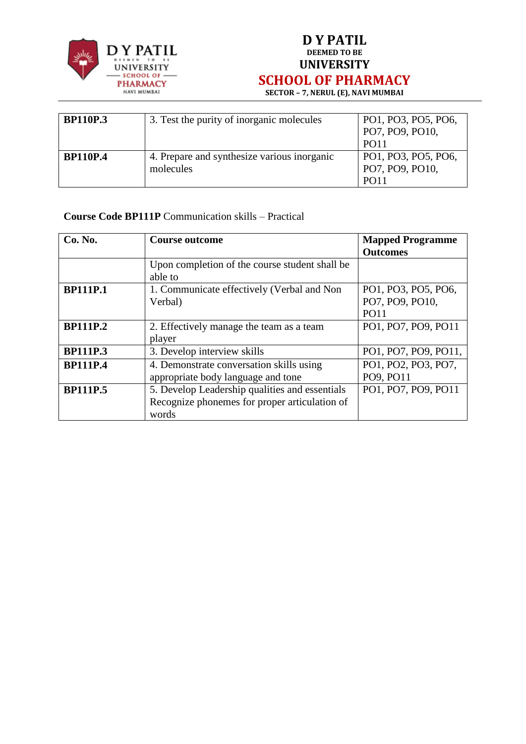| | | |
|---|---|---|
| **BP110P.3** | 3. Test the purity of inorganic molecules | PO1, PO3, PO5, PO6, PO7, PO9, PO10, PO11 |
| **BP110P.4** | 4. Prepare and synthesize various inorganic molecules | PO1, PO3, PO5, PO6, PO7, PO9, PO10, PO11 |

**Course Code BP111P** Communication skills – Practical

| **Co. No.** | **Course outcome** | **Mapped Programme Outcomes** |
|---|---|---|
| | Upon completion of the course student shall be able to | |
| **BP111P.1** | 1. Communicate effectively (Verbal and Non Verbal) | PO1, PO3, PO5, PO6, PO7, PO9, PO10, PO11 |
| **BP111P.2** | 2. Effectively manage the team as a team player | PO1, PO7, PO9, PO11 |
| **BP111P.3** | 3. Develop interview skills | PO1, PO7, PO9, PO11, |
| **BP111P.4** | 4. Demonstrate conversation skills using appropriate body language and tone | PO1, PO2, PO3, PO7, PO9, PO11 |
| **BP111P.5** | 5. Develop Leadership qualities and essentials Recognize phonemes for proper articulation of words | PO1, PO7, PO9, PO11 |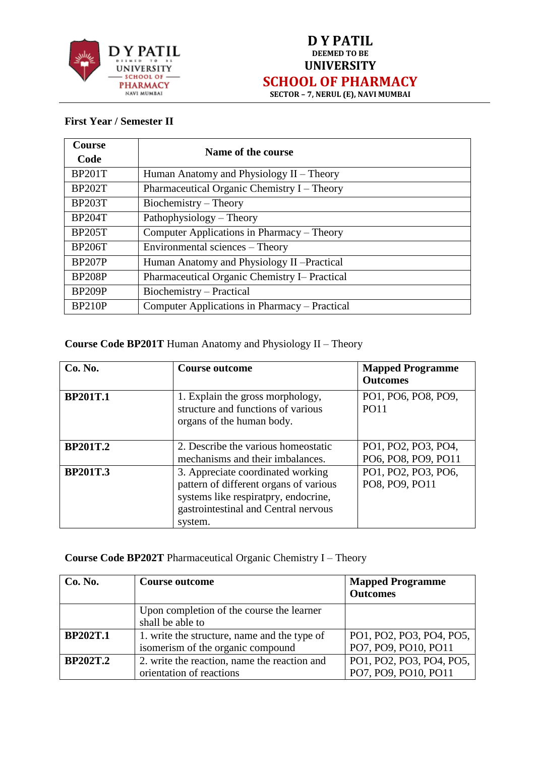**First Year / Semester II**

| Course Code | Name of the course |
|---|---|
| BP201T | Human Anatomy and Physiology II – Theory |
| BP202T | Pharmaceutical Organic Chemistry I – Theory |
| BP203T | Biochemistry – Theory |
| BP204T | Pathophysiology – Theory |
| BP205T | Computer Applications in Pharmacy – Theory |
| BP206T | Environmental sciences – Theory |
| BP207P | Human Anatomy and Physiology II –Practical |
| BP208P | Pharmaceutical Organic Chemistry I– Practical |
| BP209P | Biochemistry – Practical |
| BP210P | Computer Applications in Pharmacy – Practical |

**Course Code BP201T** Human Anatomy and Physiology II – Theory

| Co. No. | Course outcome | Mapped Programme Outcomes |
|---|---|---|
| **BP201T.1** | 1. Explain the gross morphology, structure and functions of various organs of the human body. | PO1, PO6, PO8, PO9, PO11 |
| **BP201T.2** | 2. Describe the various homeostatic mechanisms and their imbalances. | PO1, PO2, PO3, PO4, PO6, PO8, PO9, PO11 |
| **BP201T.3** | 3. Appreciate coordinated working pattern of different organs of various systems like respiratpry, endocrine, gastrointestinal and Central nervous system. | PO1, PO2, PO3, PO6, PO8, PO9, PO11 |

**Course Code BP202T** Pharmaceutical Organic Chemistry I – Theory

| Co. No. | Course outcome | Mapped Programme Outcomes |
|---|---|---|
| | Upon completion of the course the learner shall be able to | |
| **BP202T.1** | 1. write the structure, name and the type of isomerism of the organic compound | PO1, PO2, PO3, PO4, PO5, PO7, PO9, PO10, PO11 |
| **BP202T.2** | 2. write the reaction, name the reaction and orientation of reactions | PO1, PO2, PO3, PO4, PO5, PO7, PO9, PO10, PO11 |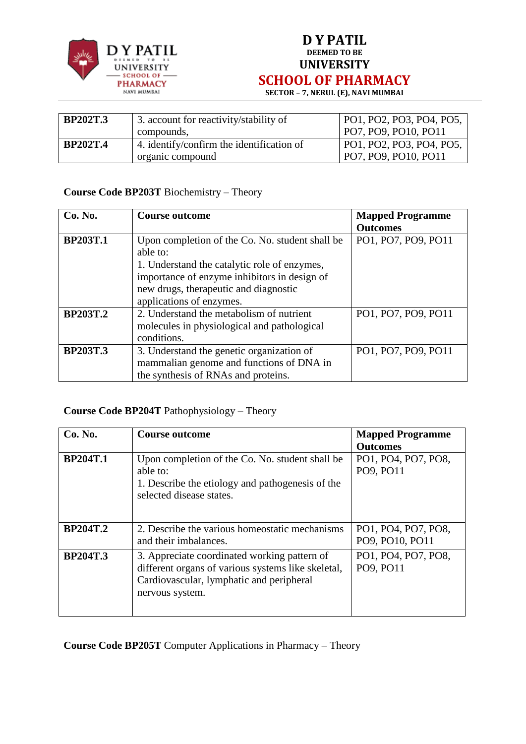| | | |
|---|---|---|
| **BP202T.3** | 3. account for reactivity/stability of compounds, | PO1, PO2, PO3, PO4, PO5, PO7, PO9, PO10, PO11 |
| **BP202T.4** | 4. identify/confirm the identification of organic compound | PO1, PO2, PO3, PO4, PO5, PO7, PO9, PO10, PO11 |

**Course Code BP203T** Biochemistry – Theory

| **Co. No.** | **Course outcome** | **Mapped Programme Outcomes** |
|---|---|---|
| **BP203T.1** | Upon completion of the Co. No. student shall be able to:<br>1. Understand the catalytic role of enzymes, importance of enzyme inhibitors in design of new drugs, therapeutic and diagnostic applications of enzymes. | PO1, PO7, PO9, PO11 |
| **BP203T.2** | 2. Understand the metabolism of nutrient molecules in physiological and pathological conditions. | PO1, PO7, PO9, PO11 |
| **BP203T.3** | 3. Understand the genetic organization of mammalian genome and functions of DNA in the synthesis of RNAs and proteins. | PO1, PO7, PO9, PO11 |

**Course Code BP204T** Pathophysiology – Theory

| **Co. No.** | **Course outcome** | **Mapped Programme Outcomes** |
|---|---|---|
| **BP204T.1** | Upon completion of the Co. No. student shall be able to:<br>1. Describe the etiology and pathogenesis of the selected disease states. | PO1, PO4, PO7, PO8, PO9, PO11 |
| **BP204T.2** | 2. Describe the various homeostatic mechanisms and their imbalances. | PO1, PO4, PO7, PO8, PO9, PO10, PO11 |
| **BP204T.3** | 3. Appreciate coordinated working pattern of different organs of various systems like skeletal, Cardiovascular, lymphatic and peripheral nervous system. | PO1, PO4, PO7, PO8, PO9, PO11 |

**Course Code BP205T** Computer Applications in Pharmacy – Theory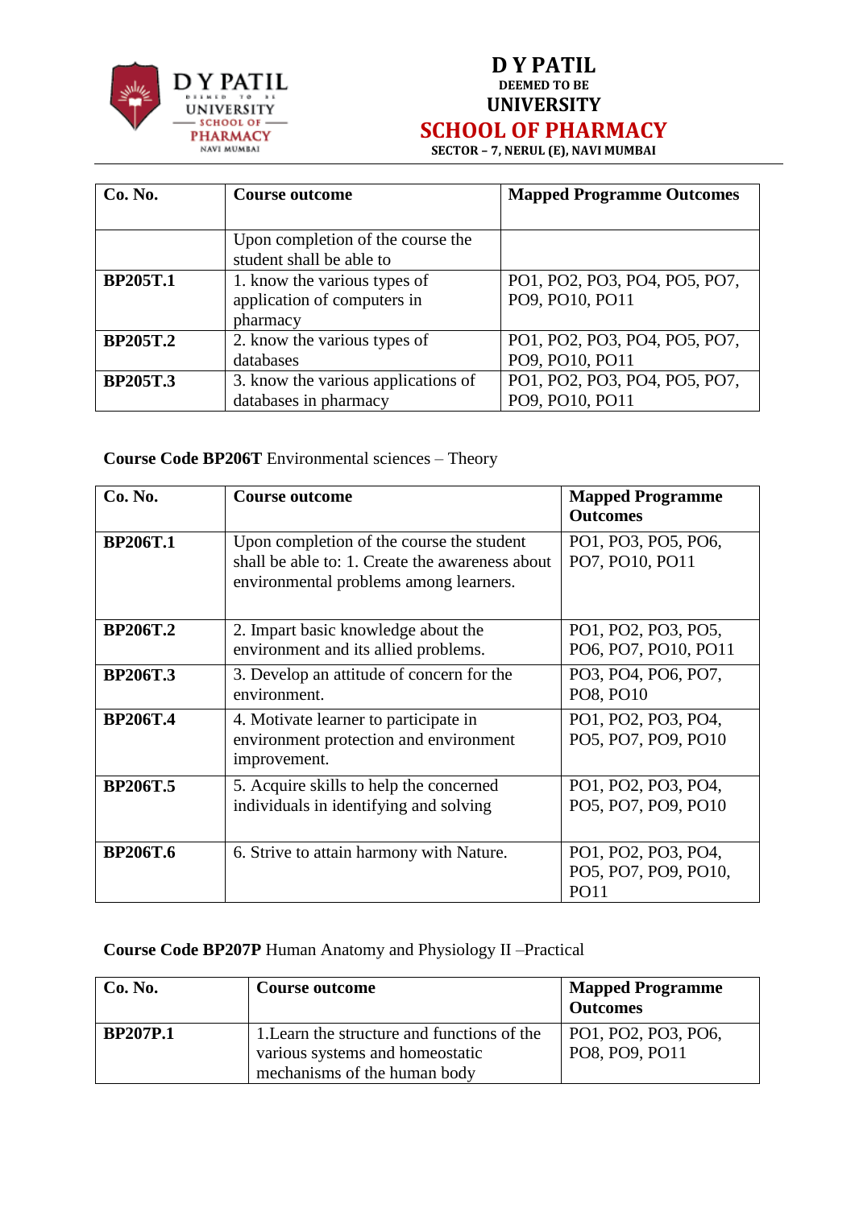| Co. No. | Course outcome | Mapped Programme Outcomes |
|---|---|---|
| | Upon completion of the course the student shall be able to | |
| **BP205T.1** | 1. know the various types of application of computers in pharmacy | PO1, PO2, PO3, PO4, PO5, PO7, PO9, PO10, PO11 |
| **BP205T.2** | 2. know the various types of databases | PO1, PO2, PO3, PO4, PO5, PO7, PO9, PO10, PO11 |
| **BP205T.3** | 3. know the various applications of databases in pharmacy | PO1, PO2, PO3, PO4, PO5, PO7, PO9, PO10, PO11 |

**Course Code BP206T** Environmental sciences – Theory

| Co. No. | Course outcome | Mapped Programme Outcomes |
|---|---|---|
| **BP206T.1** | Upon completion of the course the student shall be able to: 1. Create the awareness about environmental problems among learners. | PO1, PO3, PO5, PO6, PO7, PO10, PO11 |
| **BP206T.2** | 2. Impart basic knowledge about the environment and its allied problems. | PO1, PO2, PO3, PO5, PO6, PO7, PO10, PO11 |
| **BP206T.3** | 3. Develop an attitude of concern for the environment. | PO3, PO4, PO6, PO7, PO8, PO10 |
| **BP206T.4** | 4. Motivate learner to participate in environment protection and environment improvement. | PO1, PO2, PO3, PO4, PO5, PO7, PO9, PO10 |
| **BP206T.5** | 5. Acquire skills to help the concerned individuals in identifying and solving | PO1, PO2, PO3, PO4, PO5, PO7, PO9, PO10 |
| **BP206T.6** | 6. Strive to attain harmony with Nature. | PO1, PO2, PO3, PO4, PO5, PO7, PO9, PO10, PO11 |

**Course Code BP207P** Human Anatomy and Physiology II –Practical

| Co. No. | Course outcome | Mapped Programme Outcomes |
|---|---|---|
| **BP207P.1** | 1.Learn the structure and functions of the various systems and homeostatic mechanisms of the human body | PO1, PO2, PO3, PO6, PO8, PO9, PO11 |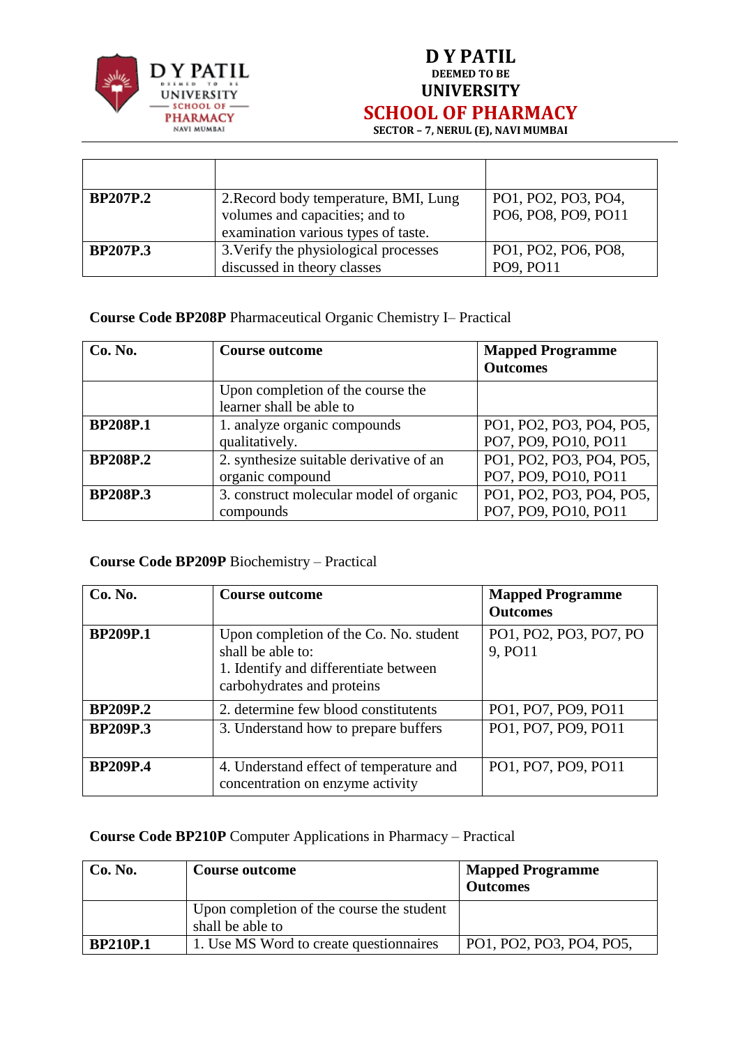| | | |
|---|---|---|
| **BP207P.2** | 2.Record body temperature, BMI, Lung volumes and capacities; and to examination various types of taste. | PO1, PO2, PO3, PO4, PO6, PO8, PO9, PO11 |
| **BP207P.3** | 3.Verify the physiological processes discussed in theory classes | PO1, PO2, PO6, PO8, PO9, PO11 |

**Course Code BP208P** Pharmaceutical Organic Chemistry I– Practical

| **Co. No.** | **Course outcome** | **Mapped Programme Outcomes** |
|---|---|---|
| | Upon completion of the course the learner shall be able to | |
| **BP208P.1** | 1. analyze organic compounds qualitatively. | PO1, PO2, PO3, PO4, PO5, PO7, PO9, PO10, PO11 |
| **BP208P.2** | 2. synthesize suitable derivative of an organic compound | PO1, PO2, PO3, PO4, PO5, PO7, PO9, PO10, PO11 |
| **BP208P.3** | 3. construct molecular model of organic compounds | PO1, PO2, PO3, PO4, PO5, PO7, PO9, PO10, PO11 |

**Course Code BP209P** Biochemistry – Practical

| **Co. No.** | **Course outcome** | **Mapped Programme Outcomes** |
|---|---|---|
| **BP209P.1** | Upon completion of the Co. No. student shall be able to: 1. Identify and differentiate between carbohydrates and proteins | PO1, PO2, PO3, PO7, PO 9, PO11 |
| **BP209P.2** | 2. determine few blood constitutents | PO1, PO7, PO9, PO11 |
| **BP209P.3** | 3. Understand how to prepare buffers | PO1, PO7, PO9, PO11 |
| **BP209P.4** | 4. Understand effect of temperature and concentration on enzyme activity | PO1, PO7, PO9, PO11 |

**Course Code BP210P** Computer Applications in Pharmacy – Practical

| **Co. No.** | **Course outcome** | **Mapped Programme Outcomes** |
|---|---|---|
| | Upon completion of the course the student shall be able to | |
| **BP210P.1** | 1. Use MS Word to create questionnaires | PO1, PO2, PO3, PO4, PO5, |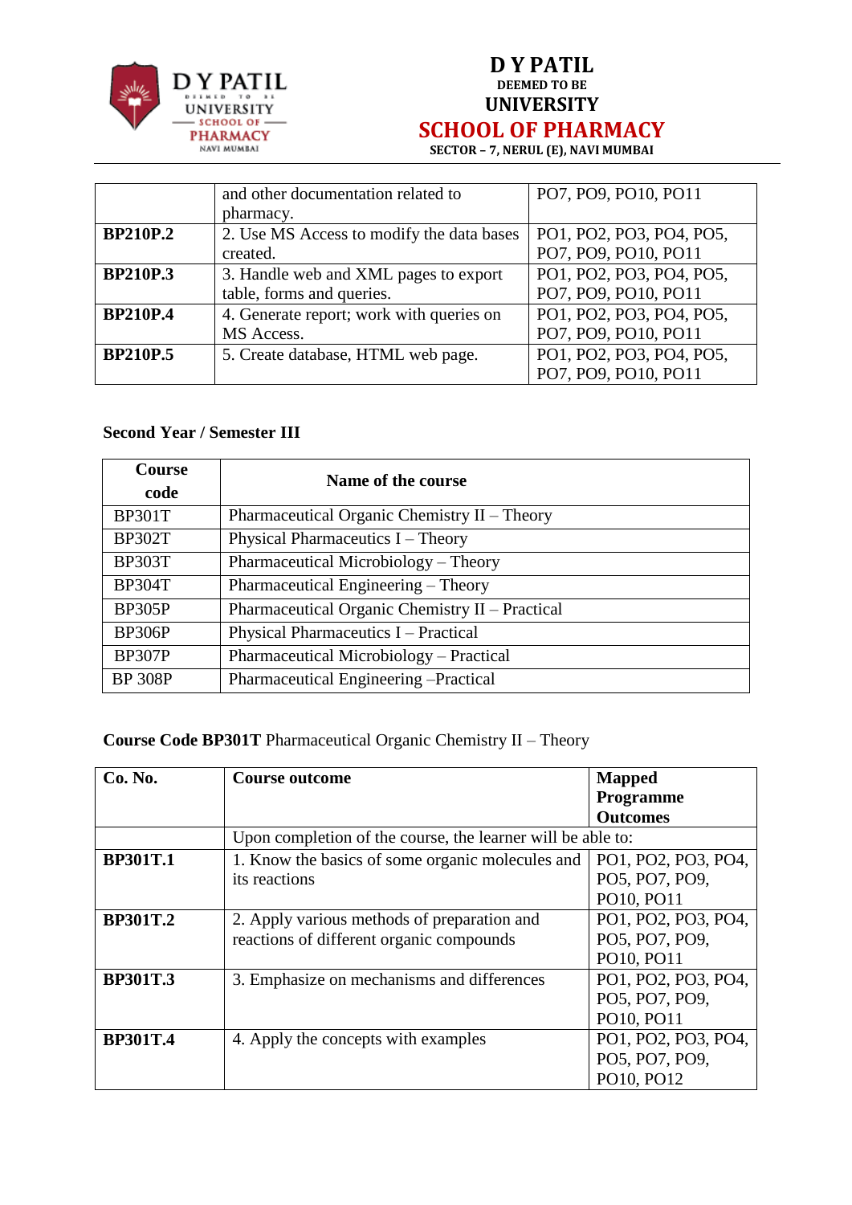| | | |
|---|---|---|
| | and other documentation related to pharmacy. | PO7, PO9, PO10, PO11 |
| **BP210P.2** | 2. Use MS Access to modify the data bases created. | PO1, PO2, PO3, PO4, PO5, PO7, PO9, PO10, PO11 |
| **BP210P.3** | 3. Handle web and XML pages to export table, forms and queries. | PO1, PO2, PO3, PO4, PO5, PO7, PO9, PO10, PO11 |
| **BP210P.4** | 4. Generate report; work with queries on MS Access. | PO1, PO2, PO3, PO4, PO5, PO7, PO9, PO10, PO11 |
| **BP210P.5** | 5. Create database, HTML web page. | PO1, PO2, PO3, PO4, PO5, PO7, PO9, PO10, PO11 |

**Second Year / Semester III**

| Course code | Name of the course |
|---|---|
| BP301T | Pharmaceutical Organic Chemistry II – Theory |
| BP302T | Physical Pharmaceutics I – Theory |
| BP303T | Pharmaceutical Microbiology – Theory |
| BP304T | Pharmaceutical Engineering – Theory |
| BP305P | Pharmaceutical Organic Chemistry II – Practical |
| BP306P | Physical Pharmaceutics I – Practical |
| BP307P | Pharmaceutical Microbiology – Practical |
| BP 308P | Pharmaceutical Engineering –Practical |

**Course Code BP301T** Pharmaceutical Organic Chemistry II – Theory

| Co. No. | Course outcome | Mapped Programme Outcomes |
|---|---|---|
| | Upon completion of the course, the learner will be able to: | |
| **BP301T.1** | 1. Know the basics of some organic molecules and its reactions | PO1, PO2, PO3, PO4, PO5, PO7, PO9, PO10, PO11 |
| **BP301T.2** | 2. Apply various methods of preparation and reactions of different organic compounds | PO1, PO2, PO3, PO4, PO5, PO7, PO9, PO10, PO11 |
| **BP301T.3** | 3. Emphasize on mechanisms and differences | PO1, PO2, PO3, PO4, PO5, PO7, PO9, PO10, PO11 |
| **BP301T.4** | 4. Apply the concepts with examples | PO1, PO2, PO3, PO4, PO5, PO7, PO9, PO10, PO12 |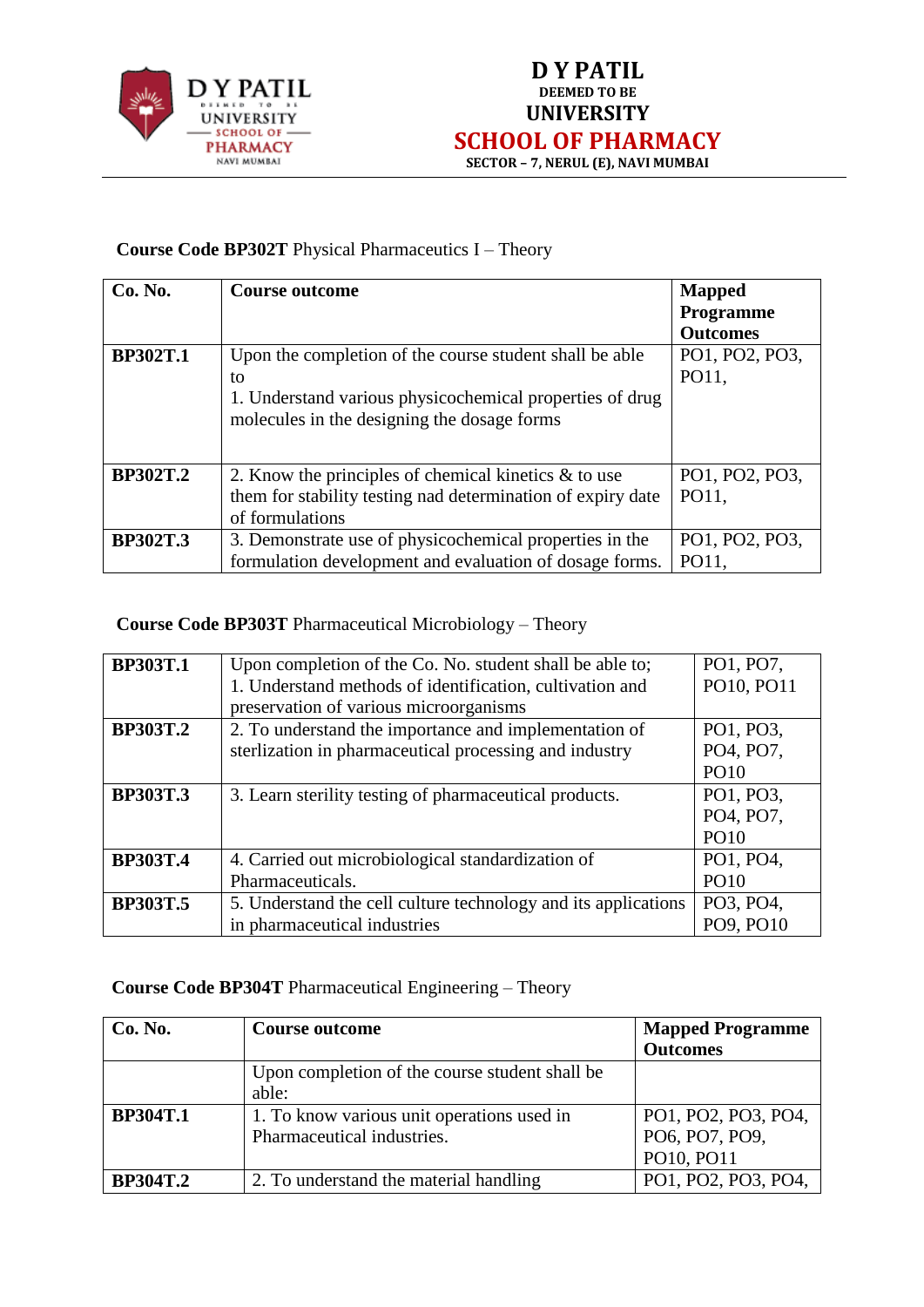# D Y PATIL
DEEMED TO BE
# UNIVERSITY
# SCHOOL OF PHARMACY
SECTOR – 7, NERUL (E), NAVI MUMBAI

**Course Code BP302T** Physical Pharmaceutics I – Theory

| Co. No. | Course outcome | Mapped Programme Outcomes |
|---|---|---|
| **BP302T.1** | Upon the completion of the course student shall be able to<br>1. Understand various physicochemical properties of drug molecules in the designing the dosage forms | PO1, PO2, PO3, PO11, |
| **BP302T.2** | 2. Know the principles of chemical kinetics & to use them for stability testing nad determination of expiry date of formulations | PO1, PO2, PO3, PO11, |
| **BP302T.3** | 3. Demonstrate use of physicochemical properties in the formulation development and evaluation of dosage forms. | PO1, PO2, PO3, PO11, |

**Course Code BP303T** Pharmaceutical Microbiology – Theory

| | | |
|---|---|---|
| **BP303T.1** | Upon completion of the Co. No. student shall be able to;<br>1. Understand methods of identification, cultivation and preservation of various microorganisms | PO1, PO7, PO10, PO11 |
| **BP303T.2** | 2. To understand the importance and implementation of sterlization in pharmaceutical processing and industry | PO1, PO3, PO4, PO7, PO10 |
| **BP303T.3** | 3. Learn sterility testing of pharmaceutical products. | PO1, PO3, PO4, PO7, PO10 |
| **BP303T.4** | 4. Carried out microbiological standardization of Pharmaceuticals. | PO1, PO4, PO10 |
| **BP303T.5** | 5. Understand the cell culture technology and its applications in pharmaceutical industries | PO3, PO4, PO9, PO10 |

**Course Code BP304T** Pharmaceutical Engineering – Theory

| Co. No. | Course outcome | Mapped Programme Outcomes |
|---|---|---|
| | Upon completion of the course student shall be able: | |
| **BP304T.1** | 1. To know various unit operations used in Pharmaceutical industries. | PO1, PO2, PO3, PO4, PO6, PO7, PO9, PO10, PO11 |
| **BP304T.2** | 2. To understand the material handling | PO1, PO2, PO3, PO4, |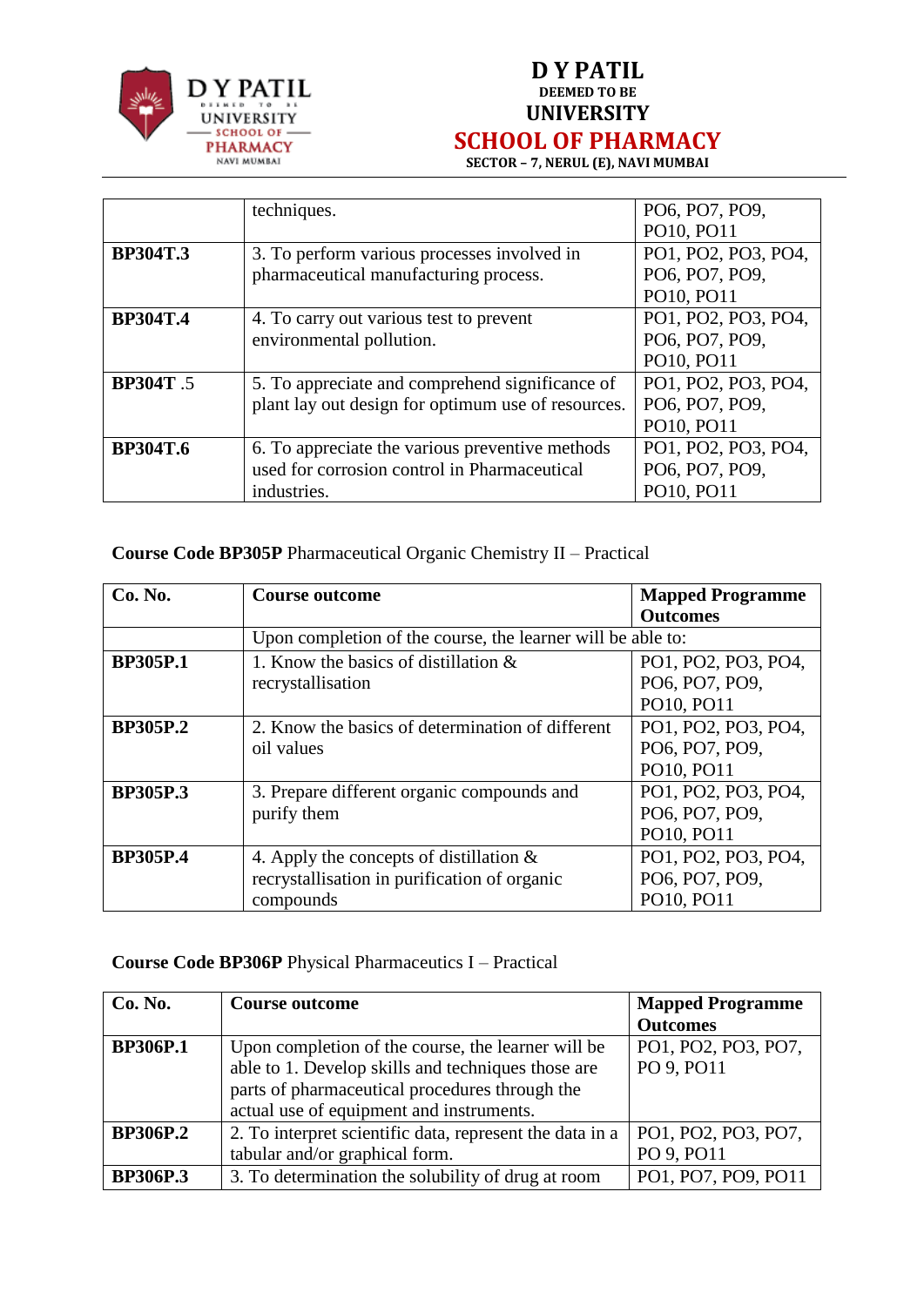| | techniques. | PO6, PO7, PO9, PO10, PO11 |
|---|---|---|
| **BP304T.3** | 3. To perform various processes involved in pharmaceutical manufacturing process. | PO1, PO2, PO3, PO4, PO6, PO7, PO9, PO10, PO11 |
| **BP304T.4** | 4. To carry out various test to prevent environmental pollution. | PO1, PO2, PO3, PO4, PO6, PO7, PO9, PO10, PO11 |
| **BP304T** .5 | 5. To appreciate and comprehend significance of plant lay out design for optimum use of resources. | PO1, PO2, PO3, PO4, PO6, PO7, PO9, PO10, PO11 |
| **BP304T.6** | 6. To appreciate the various preventive methods used for corrosion control in Pharmaceutical industries. | PO1, PO2, PO3, PO4, PO6, PO7, PO9, PO10, PO11 |

**Course Code BP305P** Pharmaceutical Organic Chemistry II – Practical

| **Co. No.** | **Course outcome** | **Mapped Programme Outcomes** |
|---|---|---|
| | Upon completion of the course, the learner will be able to: | |
| **BP305P.1** | 1. Know the basics of distillation & recrystallisation | PO1, PO2, PO3, PO4, PO6, PO7, PO9, PO10, PO11 |
| **BP305P.2** | 2. Know the basics of determination of different oil values | PO1, PO2, PO3, PO4, PO6, PO7, PO9, PO10, PO11 |
| **BP305P.3** | 3. Prepare different organic compounds and purify them | PO1, PO2, PO3, PO4, PO6, PO7, PO9, PO10, PO11 |
| **BP305P.4** | 4. Apply the concepts of distillation & recrystallisation in purification of organic compounds | PO1, PO2, PO3, PO4, PO6, PO7, PO9, PO10, PO11 |

**Course Code BP306P** Physical Pharmaceutics I – Practical

| **Co. No.** | **Course outcome** | **Mapped Programme Outcomes** |
|---|---|---|
| **BP306P.1** | Upon completion of the course, the learner will be able to 1. Develop skills and techniques those are parts of pharmaceutical procedures through the actual use of equipment and instruments. | PO1, PO2, PO3, PO7, PO 9, PO11 |
| **BP306P.2** | 2. To interpret scientific data, represent the data in a tabular and/or graphical form. | PO1, PO2, PO3, PO7, PO 9, PO11 |
| **BP306P.3** | 3. To determination the solubility of drug at room | PO1, PO7, PO9, PO11 |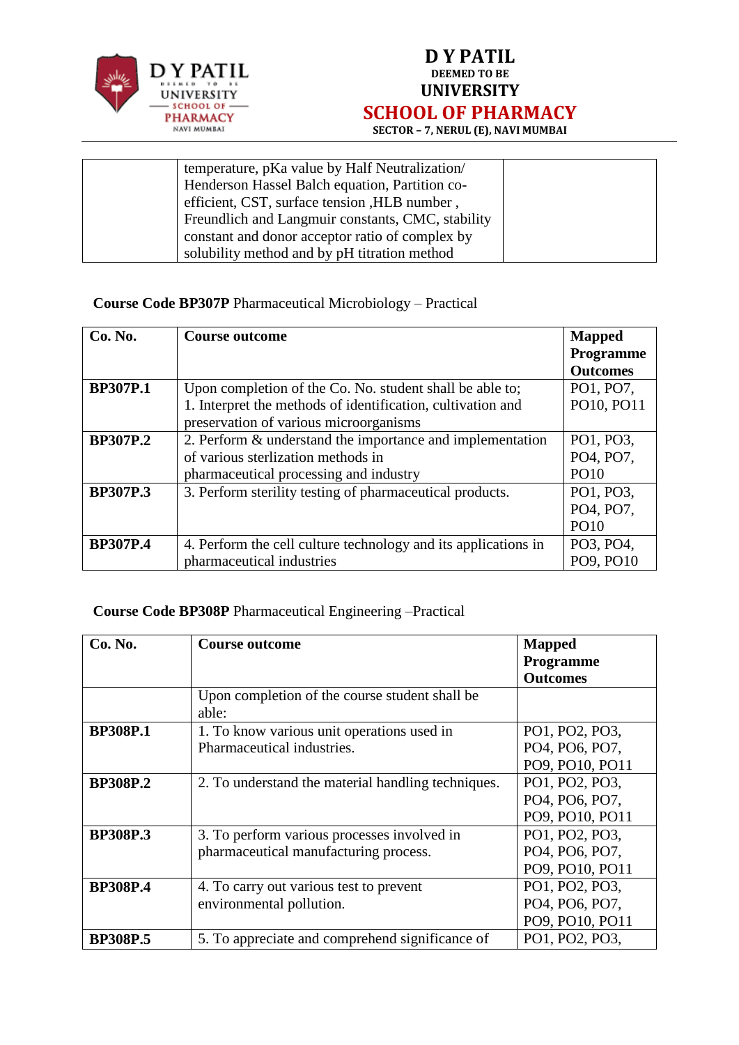| | temperature, pKa value by Half Neutralization/ Henderson Hassel Balch equation, Partition co-efficient, CST, surface tension ,HLB number , Freundlich and Langmuir constants, CMC, stability constant and donor acceptor ratio of complex by solubility method and by pH titration method | |
|---|---|---|

**Course Code BP307P** Pharmaceutical Microbiology – Practical

| Co. No. | Course outcome | Mapped Programme Outcomes |
|---|---|---|
| **BP307P.1** | Upon completion of the Co. No. student shall be able to;<br>1. Interpret the methods of identification, cultivation and preservation of various microorganisms | PO1, PO7, PO10, PO11 |
| **BP307P.2** | 2. Perform & understand the importance and implementation of various sterlization methods in pharmaceutical processing and industry | PO1, PO3, PO4, PO7, PO10 |
| **BP307P.3** | 3. Perform sterility testing of pharmaceutical products. | PO1, PO3, PO4, PO7, PO10 |
| **BP307P.4** | 4. Perform the cell culture technology and its applications in pharmaceutical industries | PO3, PO4, PO9, PO10 |

**Course Code BP308P** Pharmaceutical Engineering –Practical

| Co. No. | Course outcome | Mapped Programme Outcomes |
|---|---|---|
| | Upon completion of the course student shall be able: | |
| **BP308P.1** | 1. To know various unit operations used in Pharmaceutical industries. | PO1, PO2, PO3, PO4, PO6, PO7, PO9, PO10, PO11 |
| **BP308P.2** | 2. To understand the material handling techniques. | PO1, PO2, PO3, PO4, PO6, PO7, PO9, PO10, PO11 |
| **BP308P.3** | 3. To perform various processes involved in pharmaceutical manufacturing process. | PO1, PO2, PO3, PO4, PO6, PO7, PO9, PO10, PO11 |
| **BP308P.4** | 4. To carry out various test to prevent environmental pollution. | PO1, PO2, PO3, PO4, PO6, PO7, PO9, PO10, PO11 |
| **BP308P.5** | 5. To appreciate and comprehend significance of | PO1, PO2, PO3, |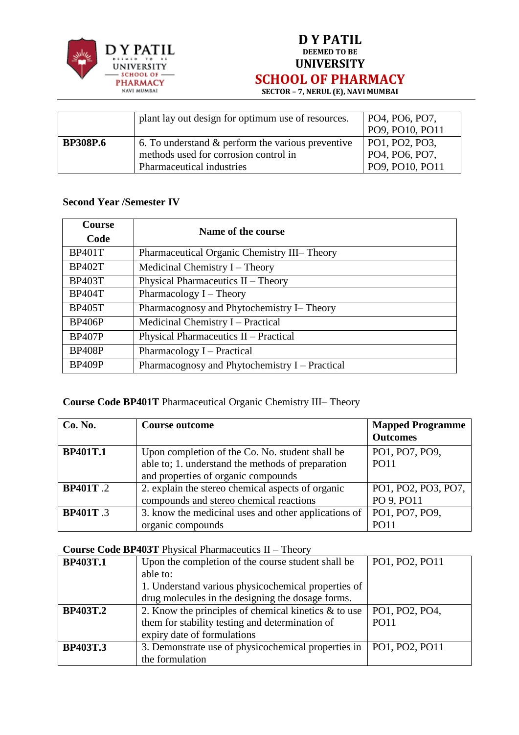| | | |
|---|---|---|
| | plant lay out design for optimum use of resources. | PO4, PO6, PO7, PO9, PO10, PO11 |
| **BP308P.6** | 6. To understand & perform the various preventive methods used for corrosion control in Pharmaceutical industries | PO1, PO2, PO3, PO4, PO6, PO7, PO9, PO10, PO11 |

**Second Year /Semester IV**

| Course Code | Name of the course |
|---|---|
| BP401T | Pharmaceutical Organic Chemistry III– Theory |
| BP402T | Medicinal Chemistry I – Theory |
| BP403T | Physical Pharmaceutics II – Theory |
| BP404T | Pharmacology I – Theory |
| BP405T | Pharmacognosy and Phytochemistry I– Theory |
| BP406P | Medicinal Chemistry I – Practical |
| BP407P | Physical Pharmaceutics II – Practical |
| BP408P | Pharmacology I – Practical |
| BP409P | Pharmacognosy and Phytochemistry I – Practical |

**Course Code BP401T** Pharmaceutical Organic Chemistry III– Theory

| Co. No. | Course outcome | Mapped Programme Outcomes |
|---|---|---|
| **BP401T.1** | Upon completion of the Co. No. student shall be able to; 1. understand the methods of preparation and properties of organic compounds | PO1, PO7, PO9, PO11 |
| **BP401T** .2 | 2. explain the stereo chemical aspects of organic compounds and stereo chemical reactions | PO1, PO2, PO3, PO7, PO 9, PO11 |
| **BP401T** .3 | 3. know the medicinal uses and other applications of organic compounds | PO1, PO7, PO9, PO11 |

**Course Code BP403T** Physical Pharmaceutics II – Theory

| | | |
|---|---|---|
| **BP403T.1** | Upon the completion of the course student shall be able to:<br>1. Understand various physicochemical properties of drug molecules in the designing the dosage forms. | PO1, PO2, PO11 |
| **BP403T.2** | 2. Know the principles of chemical kinetics & to use them for stability testing and determination of expiry date of formulations | PO1, PO2, PO4, PO11 |
| **BP403T.3** | 3. Demonstrate use of physicochemical properties in the formulation | PO1, PO2, PO11 |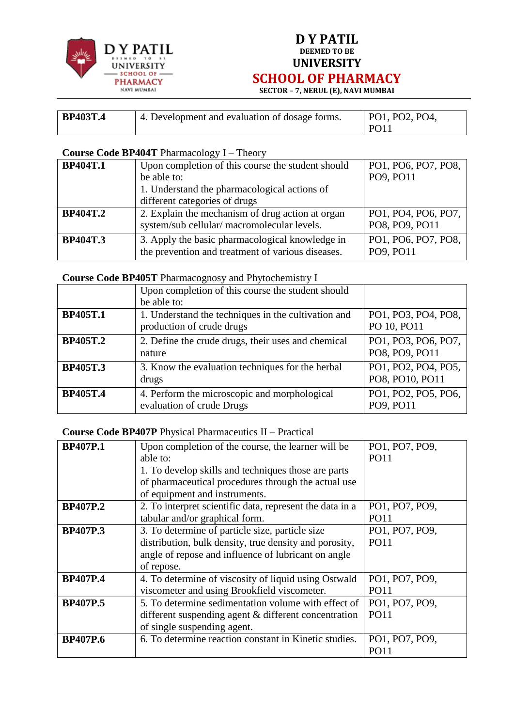| BP403T.4 | 4. Development and evaluation of dosage forms. | PO1, PO2, PO4, PO11 |
|---|---|---|

**Course Code BP404T** Pharmacology I – Theory

| | | |
|---|---|---|
| **BP404T.1** | Upon completion of this course the student should be able to:<br>1. Understand the pharmacological actions of different categories of drugs | PO1, PO6, PO7, PO8, PO9, PO11 |
| **BP404T.2** | 2. Explain the mechanism of drug action at organ system/sub cellular/ macromolecular levels. | PO1, PO4, PO6, PO7, PO8, PO9, PO11 |
| **BP404T.3** | 3. Apply the basic pharmacological knowledge in the prevention and treatment of various diseases. | PO1, PO6, PO7, PO8, PO9, PO11 |

**Course Code BP405T** Pharmacognosy and Phytochemistry I

| | | |
|---|---|---|
| | Upon completion of this course the student should be able to: | |
| **BP405T.1** | 1. Understand the techniques in the cultivation and production of crude drugs | PO1, PO3, PO4, PO8, PO 10, PO11 |
| **BP405T.2** | 2. Define the crude drugs, their uses and chemical nature | PO1, PO3, PO6, PO7, PO8, PO9, PO11 |
| **BP405T.3** | 3. Know the evaluation techniques for the herbal drugs | PO1, PO2, PO4, PO5, PO8, PO10, PO11 |
| **BP405T.4** | 4. Perform the microscopic and morphological evaluation of crude Drugs | PO1, PO2, PO5, PO6, PO9, PO11 |

**Course Code BP407P** Physical Pharmaceutics II – Practical

| | | |
|---|---|---|
| **BP407P.1** | Upon completion of the course, the learner will be able to:<br>1. To develop skills and techniques those are parts of pharmaceutical procedures through the actual use of equipment and instruments. | PO1, PO7, PO9, PO11 |
| **BP407P.2** | 2. To interpret scientific data, represent the data in a tabular and/or graphical form. | PO1, PO7, PO9, PO11 |
| **BP407P.3** | 3. To determine of particle size, particle size distribution, bulk density, true density and porosity, angle of repose and influence of lubricant on angle of repose. | PO1, PO7, PO9, PO11 |
| **BP407P.4** | 4. To determine of viscosity of liquid using Ostwald viscometer and using Brookfield viscometer. | PO1, PO7, PO9, PO11 |
| **BP407P.5** | 5. To determine sedimentation volume with effect of different suspending agent & different concentration of single suspending agent. | PO1, PO7, PO9, PO11 |
| **BP407P.6** | 6. To determine reaction constant in Kinetic studies. | PO1, PO7, PO9, PO11 |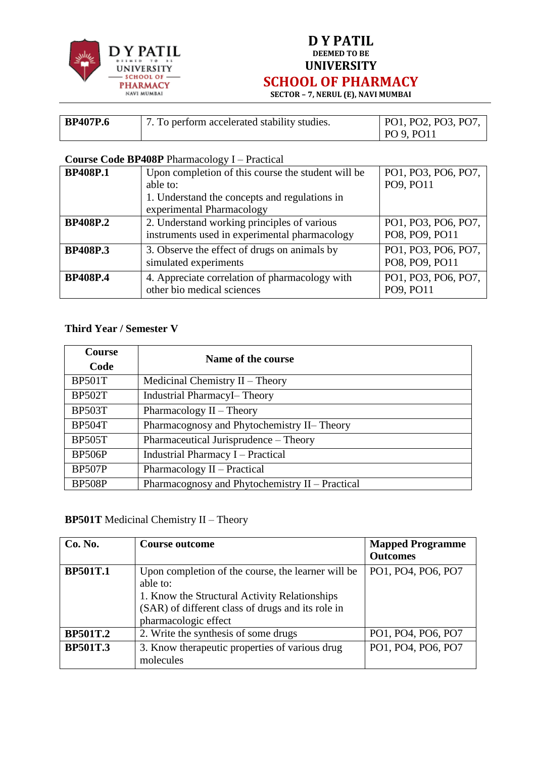| BP407P.6 | 7. To perform accelerated stability studies. | PO1, PO2, PO3, PO7, PO 9, PO11 |
|---|---|---|

**Course Code BP408P** Pharmacology I – Practical

| BP408P.1 | Upon completion of this course the student will be able to:<br>1. Understand the concepts and regulations in experimental Pharmacology | PO1, PO3, PO6, PO7, PO9, PO11 |
|---|---|---|
| **BP408P.2** | 2. Understand working principles of various instruments used in experimental pharmacology | PO1, PO3, PO6, PO7, PO8, PO9, PO11 |
| **BP408P.3** | 3. Observe the effect of drugs on animals by simulated experiments | PO1, PO3, PO6, PO7, PO8, PO9, PO11 |
| **BP408P.4** | 4. Appreciate correlation of pharmacology with other bio medical sciences | PO1, PO3, PO6, PO7, PO9, PO11 |

**Third Year / Semester V**

| Course Code | Name of the course |
|---|---|
| BP501T | Medicinal Chemistry II – Theory |
| BP502T | Industrial PharmacyI– Theory |
| BP503T | Pharmacology II – Theory |
| BP504T | Pharmacognosy and Phytochemistry II– Theory |
| BP505T | Pharmaceutical Jurisprudence – Theory |
| BP506P | Industrial Pharmacy I – Practical |
| BP507P | Pharmacology II – Practical |
| BP508P | Pharmacognosy and Phytochemistry II – Practical |

**BP501T** Medicinal Chemistry II – Theory

| Co. No. | Course outcome | Mapped Programme Outcomes |
|---|---|---|
| **BP501T.1** | Upon completion of the course, the learner will be able to:<br>1. Know the Structural Activity Relationships (SAR) of different class of drugs and its role in pharmacologic effect | PO1, PO4, PO6, PO7 |
| **BP501T.2** | 2. Write the synthesis of some drugs | PO1, PO4, PO6, PO7 |
| **BP501T.3** | 3. Know therapeutic properties of various drug molecules | PO1, PO4, PO6, PO7 |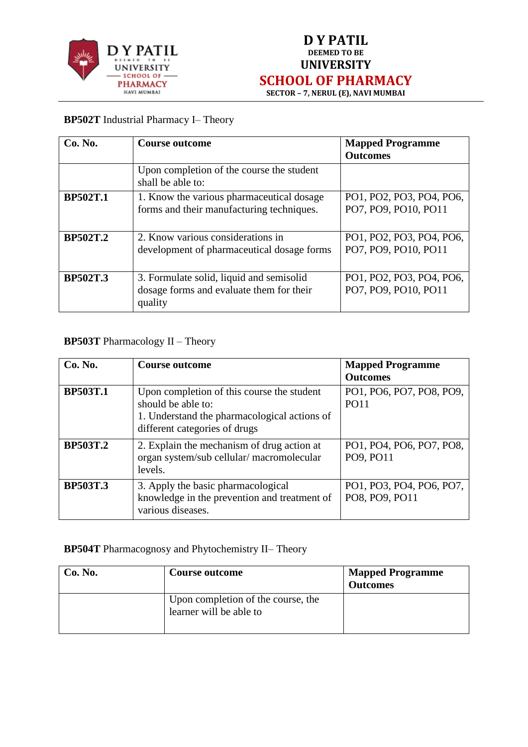**BP502T** Industrial Pharmacy I– Theory

| **Co. No.** | **Course outcome** | **Mapped Programme Outcomes** |
|---|---|---|
| | Upon completion of the course the student shall be able to: | |
| **BP502T.1** | 1. Know the various pharmaceutical dosage forms and their manufacturing techniques. | PO1, PO2, PO3, PO4, PO6, PO7, PO9, PO10, PO11 |
| **BP502T.2** | 2. Know various considerations in development of pharmaceutical dosage forms | PO1, PO2, PO3, PO4, PO6, PO7, PO9, PO10, PO11 |
| **BP502T.3** | 3. Formulate solid, liquid and semisolid dosage forms and evaluate them for their quality | PO1, PO2, PO3, PO4, PO6, PO7, PO9, PO10, PO11 |

**BP503T** Pharmacology II – Theory

| **Co. No.** | **Course outcome** | **Mapped Programme Outcomes** |
|---|---|---|
| **BP503T.1** | Upon completion of this course the student should be able to:<br>1. Understand the pharmacological actions of different categories of drugs | PO1, PO6, PO7, PO8, PO9, PO11 |
| **BP503T.2** | 2. Explain the mechanism of drug action at organ system/sub cellular/ macromolecular levels. | PO1, PO4, PO6, PO7, PO8, PO9, PO11 |
| **BP503T.3** | 3. Apply the basic pharmacological knowledge in the prevention and treatment of various diseases. | PO1, PO3, PO4, PO6, PO7, PO8, PO9, PO11 |

**BP504T** Pharmacognosy and Phytochemistry II– Theory

| **Co. No.** | **Course outcome** | **Mapped Programme Outcomes** |
|---|---|---|
| | Upon completion of the course, the learner will be able to | |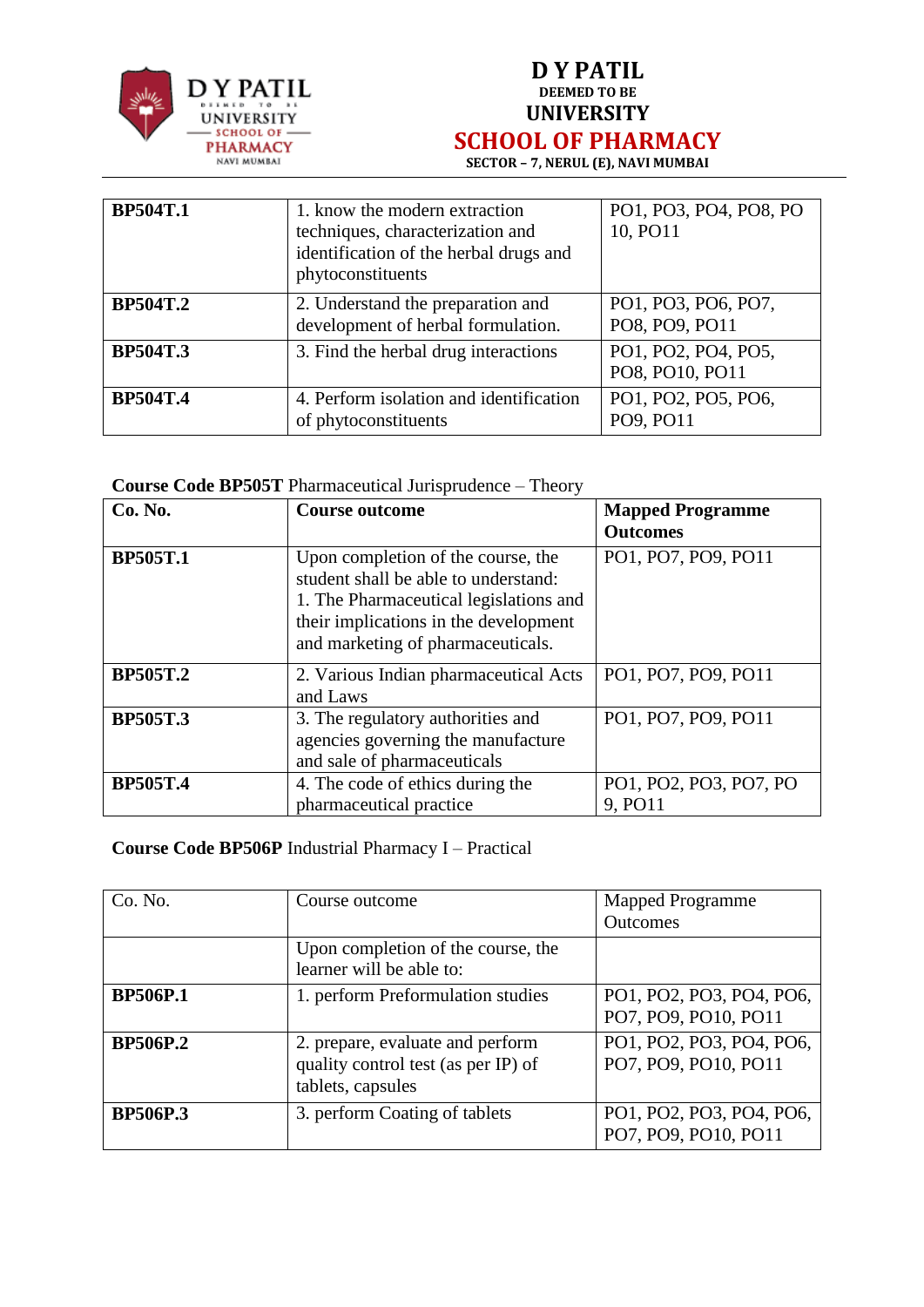| | | |
|---|---|---|
| **BP504T.1** | 1. know the modern extraction techniques, characterization and identification of the herbal drugs and phytoconstituents | PO1, PO3, PO4, PO8, PO 10, PO11 |
| **BP504T.2** | 2. Understand the preparation and development of herbal formulation. | PO1, PO3, PO6, PO7, PO8, PO9, PO11 |
| **BP504T.3** | 3. Find the herbal drug interactions | PO1, PO2, PO4, PO5, PO8, PO10, PO11 |
| **BP504T.4** | 4. Perform isolation and identification of phytoconstituents | PO1, PO2, PO5, PO6, PO9, PO11 |

**Course Code BP505T** Pharmaceutical Jurisprudence – Theory

| Co. No. | Course outcome | Mapped Programme Outcomes |
|---|---|---|
| **BP505T.1** | Upon completion of the course, the student shall be able to understand: 1. The Pharmaceutical legislations and their implications in the development and marketing of pharmaceuticals. | PO1, PO7, PO9, PO11 |
| **BP505T.2** | 2. Various Indian pharmaceutical Acts and Laws | PO1, PO7, PO9, PO11 |
| **BP505T.3** | 3. The regulatory authorities and agencies governing the manufacture and sale of pharmaceuticals | PO1, PO7, PO9, PO11 |
| **BP505T.4** | 4. The code of ethics during the pharmaceutical practice | PO1, PO2, PO3, PO7, PO 9, PO11 |

**Course Code BP506P** Industrial Pharmacy I – Practical

| Co. No. | Course outcome | Mapped Programme Outcomes |
|---|---|---|
| | Upon completion of the course, the learner will be able to: | |
| **BP506P.1** | 1. perform Preformulation studies | PO1, PO2, PO3, PO4, PO6, PO7, PO9, PO10, PO11 |
| **BP506P.2** | 2. prepare, evaluate and perform quality control test (as per IP) of tablets, capsules | PO1, PO2, PO3, PO4, PO6, PO7, PO9, PO10, PO11 |
| **BP506P.3** | 3. perform Coating of tablets | PO1, PO2, PO3, PO4, PO6, PO7, PO9, PO10, PO11 |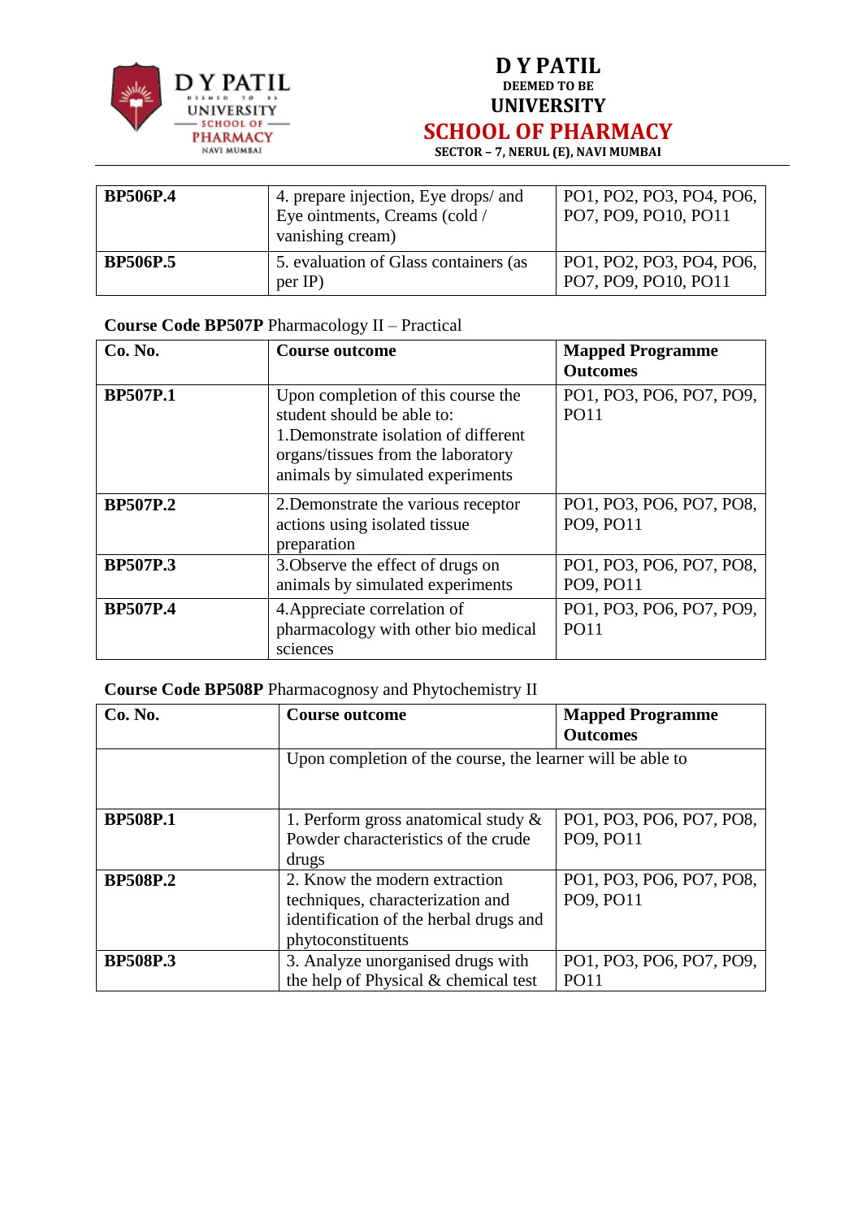| BP506P.4 | 4. prepare injection, Eye drops/ and Eye ointments, Creams (cold / vanishing cream) | PO1, PO2, PO3, PO4, PO6, PO7, PO9, PO10, PO11 |
|---|---|---|
| **BP506P.5** | 5. evaluation of Glass containers (as per IP) | PO1, PO2, PO3, PO4, PO6, PO7, PO9, PO10, PO11 |

**Course Code BP507P** Pharmacology II – Practical

| Co. No. | Course outcome | Mapped Programme Outcomes |
|---|---|---|
| **BP507P.1** | Upon completion of this course the student should be able to: 1.Demonstrate isolation of different organs/tissues from the laboratory animals by simulated experiments | PO1, PO3, PO6, PO7, PO9, PO11 |
| **BP507P.2** | 2.Demonstrate the various receptor actions using isolated tissue preparation | PO1, PO3, PO6, PO7, PO8, PO9, PO11 |
| **BP507P.3** | 3.Observe the effect of drugs on animals by simulated experiments | PO1, PO3, PO6, PO7, PO8, PO9, PO11 |
| **BP507P.4** | 4.Appreciate correlation of pharmacology with other bio medical sciences | PO1, PO3, PO6, PO7, PO9, PO11 |

**Course Code BP508P** Pharmacognosy and Phytochemistry II

| Co. No. | Course outcome | Mapped Programme Outcomes |
|---|---|---|
| | Upon completion of the course, the learner will be able to | |
| **BP508P.1** | 1. Perform gross anatomical study & Powder characteristics of the crude drugs | PO1, PO3, PO6, PO7, PO8, PO9, PO11 |
| **BP508P.2** | 2. Know the modern extraction techniques, characterization and identification of the herbal drugs and phytoconstituents | PO1, PO3, PO6, PO7, PO8, PO9, PO11 |
| **BP508P.3** | 3. Analyze unorganised drugs with the help of Physical & chemical test | PO1, PO3, PO6, PO7, PO9, PO11 |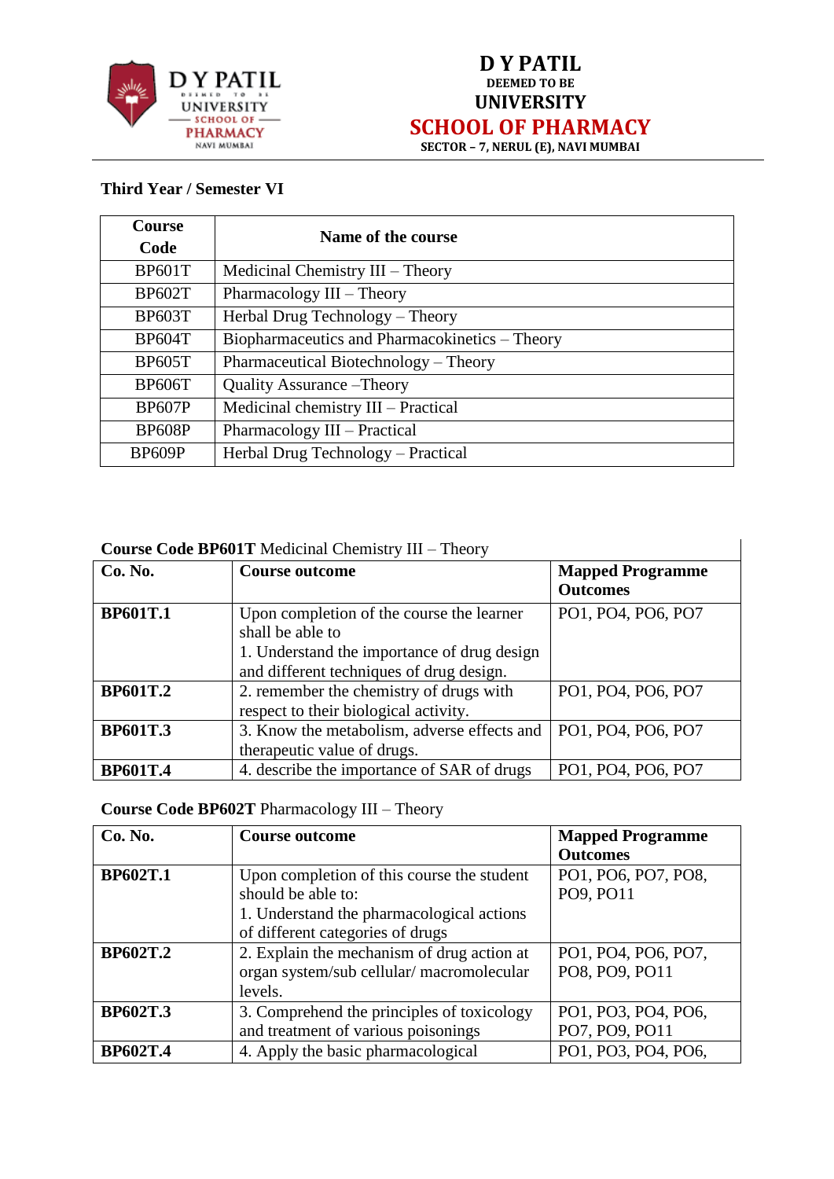**D Y PATIL**
**DEEMED TO BE**
**UNIVERSITY**
**SCHOOL OF PHARMACY**
**SECTOR – 7, NERUL (E), NAVI MUMBAI**

**Third Year / Semester VI**

| Course Code | Name of the course |
|---|---|
| BP601T | Medicinal Chemistry III – Theory |
| BP602T | Pharmacology III – Theory |
| BP603T | Herbal Drug Technology – Theory |
| BP604T | Biopharmaceutics and Pharmacokinetics – Theory |
| BP605T | Pharmaceutical Biotechnology – Theory |
| BP606T | Quality Assurance –Theory |
| BP607P | Medicinal chemistry III – Practical |
| BP608P | Pharmacology III – Practical |
| BP609P | Herbal Drug Technology – Practical |

**Course Code BP601T** Medicinal Chemistry III – Theory

| Co. No. | Course outcome | Mapped Programme Outcomes |
|---|---|---|
| **BP601T.1** | Upon completion of the course the learner shall be able to<br>1. Understand the importance of drug design and different techniques of drug design. | PO1, PO4, PO6, PO7 |
| **BP601T.2** | 2. remember the chemistry of drugs with respect to their biological activity. | PO1, PO4, PO6, PO7 |
| **BP601T.3** | 3. Know the metabolism, adverse effects and therapeutic value of drugs. | PO1, PO4, PO6, PO7 |
| **BP601T.4** | 4. describe the importance of SAR of drugs | PO1, PO4, PO6, PO7 |

**Course Code BP602T** Pharmacology III – Theory

| Co. No. | Course outcome | Mapped Programme Outcomes |
|---|---|---|
| **BP602T.1** | Upon completion of this course the student should be able to:<br>1. Understand the pharmacological actions of different categories of drugs | PO1, PO6, PO7, PO8, PO9, PO11 |
| **BP602T.2** | 2. Explain the mechanism of drug action at organ system/sub cellular/ macromolecular levels. | PO1, PO4, PO6, PO7, PO8, PO9, PO11 |
| **BP602T.3** | 3. Comprehend the principles of toxicology and treatment of various poisonings | PO1, PO3, PO4, PO6, PO7, PO9, PO11 |
| **BP602T.4** | 4. Apply the basic pharmacological | PO1, PO3, PO4, PO6, |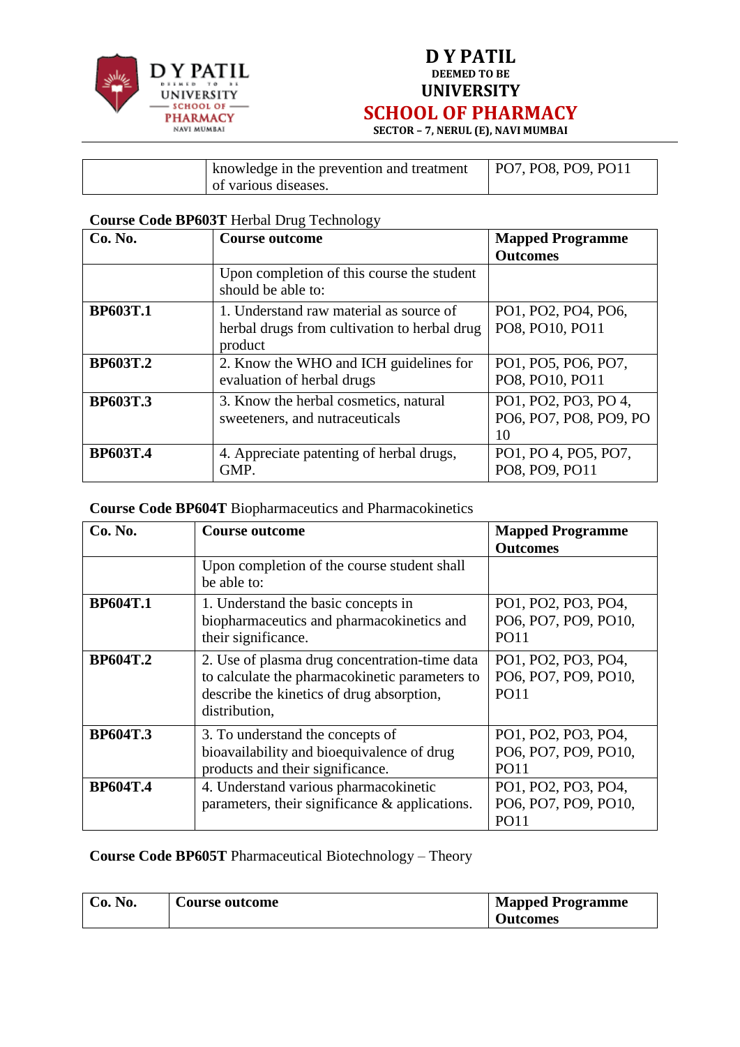| | knowledge in the prevention and treatment of various diseases. | PO7, PO8, PO9, PO11 |
|---|---|---|

**Course Code BP603T** Herbal Drug Technology

| **Co. No.** | **Course outcome** | **Mapped Programme Outcomes** |
|---|---|---|
| | Upon completion of this course the student should be able to: | |
| **BP603T.1** | 1. Understand raw material as source of herbal drugs from cultivation to herbal drug product | PO1, PO2, PO4, PO6, PO8, PO10, PO11 |
| **BP603T.2** | 2. Know the WHO and ICH guidelines for evaluation of herbal drugs | PO1, PO5, PO6, PO7, PO8, PO10, PO11 |
| **BP603T.3** | 3. Know the herbal cosmetics, natural sweeteners, and nutraceuticals | PO1, PO2, PO3, PO 4, PO6, PO7, PO8, PO9, PO 10 |
| **BP603T.4** | 4. Appreciate patenting of herbal drugs, GMP. | PO1, PO 4, PO5, PO7, PO8, PO9, PO11 |

**Course Code BP604T** Biopharmaceutics and Pharmacokinetics

| **Co. No.** | **Course outcome** | **Mapped Programme Outcomes** |
|---|---|---|
| | Upon completion of the course student shall be able to: | |
| **BP604T.1** | 1. Understand the basic concepts in biopharmaceutics and pharmacokinetics and their significance. | PO1, PO2, PO3, PO4, PO6, PO7, PO9, PO10, PO11 |
| **BP604T.2** | 2. Use of plasma drug concentration-time data to calculate the pharmacokinetic parameters to describe the kinetics of drug absorption, distribution, | PO1, PO2, PO3, PO4, PO6, PO7, PO9, PO10, PO11 |
| **BP604T.3** | 3. To understand the concepts of bioavailability and bioequivalence of drug products and their significance. | PO1, PO2, PO3, PO4, PO6, PO7, PO9, PO10, PO11 |
| **BP604T.4** | 4. Understand various pharmacokinetic parameters, their significance & applications. | PO1, PO2, PO3, PO4, PO6, PO7, PO9, PO10, PO11 |

**Course Code BP605T** Pharmaceutical Biotechnology – Theory

| **Co. No.** | **Course outcome** | **Mapped Programme Outcomes** |
|---|---|---|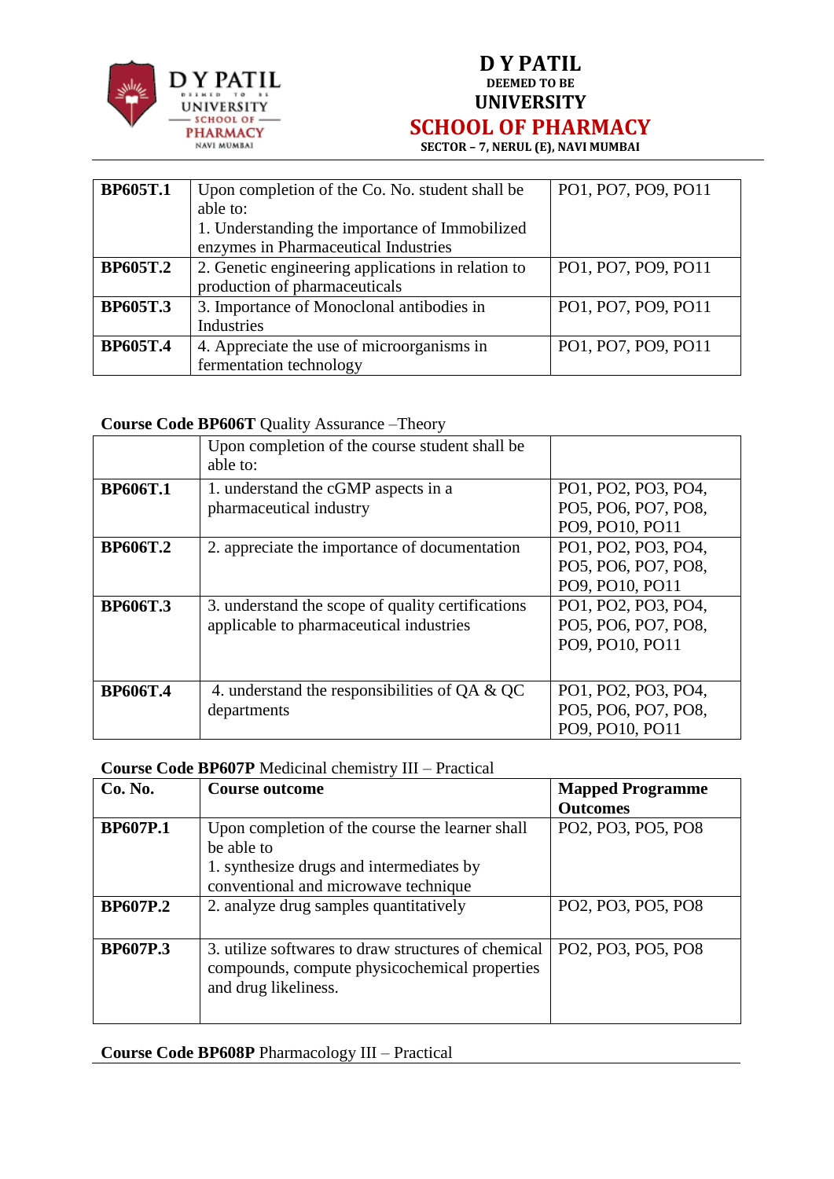| | | |
|---|---|---|
| **BP605T.1** | Upon completion of the Co. No. student shall be able to:<br>1. Understanding the importance of Immobilized enzymes in Pharmaceutical Industries | PO1, PO7, PO9, PO11 |
| **BP605T.2** | 2. Genetic engineering applications in relation to production of pharmaceuticals | PO1, PO7, PO9, PO11 |
| **BP605T.3** | 3. Importance of Monoclonal antibodies in Industries | PO1, PO7, PO9, PO11 |
| **BP605T.4** | 4. Appreciate the use of microorganisms in fermentation technology | PO1, PO7, PO9, PO11 |

**Course Code BP606T** Quality Assurance –Theory

| | | |
|---|---|---|
| | Upon completion of the course student shall be able to: | |
| **BP606T.1** | 1. understand the cGMP aspects in a pharmaceutical industry | PO1, PO2, PO3, PO4, PO5, PO6, PO7, PO8, PO9, PO10, PO11 |
| **BP606T.2** | 2. appreciate the importance of documentation | PO1, PO2, PO3, PO4, PO5, PO6, PO7, PO8, PO9, PO10, PO11 |
| **BP606T.3** | 3. understand the scope of quality certifications applicable to pharmaceutical industries | PO1, PO2, PO3, PO4, PO5, PO6, PO7, PO8, PO9, PO10, PO11 |
| **BP606T.4** | 4. understand the responsibilities of QA & QC departments | PO1, PO2, PO3, PO4, PO5, PO6, PO7, PO8, PO9, PO10, PO11 |

**Course Code BP607P** Medicinal chemistry III – Practical

| **Co. No.** | **Course outcome** | **Mapped Programme Outcomes** |
|---|---|---|
| **BP607P.1** | Upon completion of the course the learner shall be able to<br>1. synthesize drugs and intermediates by conventional and microwave technique | PO2, PO3, PO5, PO8 |
| **BP607P.2** | 2. analyze drug samples quantitatively | PO2, PO3, PO5, PO8 |
| **BP607P.3** | 3. utilize softwares to draw structures of chemical compounds, compute physicochemical properties and drug likeliness. | PO2, PO3, PO5, PO8 |

**Course Code BP608P** Pharmacology III – Practical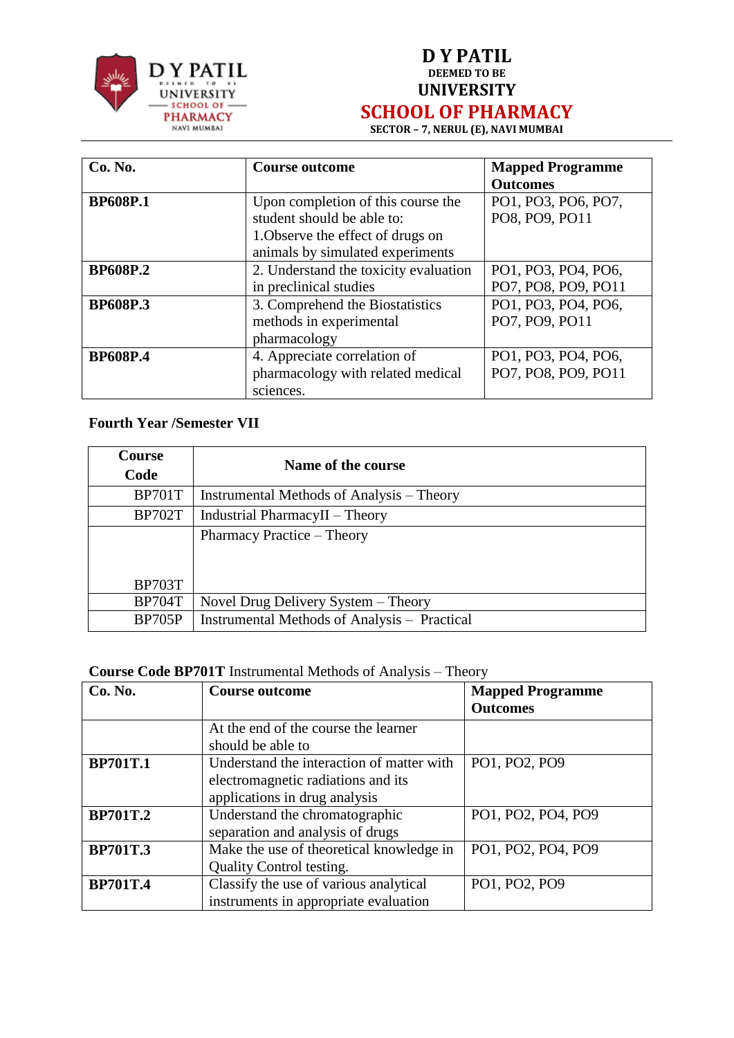| Co. No. | Course outcome | Mapped Programme Outcomes |
|---|---|---|
| **BP608P.1** | Upon completion of this course the student should be able to: 1.Observe the effect of drugs on animals by simulated experiments | PO1, PO3, PO6, PO7, PO8, PO9, PO11 |
| **BP608P.2** | 2. Understand the toxicity evaluation in preclinical studies | PO1, PO3, PO4, PO6, PO7, PO8, PO9, PO11 |
| **BP608P.3** | 3. Comprehend the Biostatistics methods in experimental pharmacology | PO1, PO3, PO4, PO6, PO7, PO9, PO11 |
| **BP608P.4** | 4. Appreciate correlation of pharmacology with related medical sciences. | PO1, PO3, PO4, PO6, PO7, PO8, PO9, PO11 |

**Fourth Year /Semester VII**

| Course Code | Name of the course |
|---|---|
| BP701T | Instrumental Methods of Analysis – Theory |
| BP702T | Industrial PharmacyII – Theory |
| BP703T | Pharmacy Practice – Theory |
| BP704T | Novel Drug Delivery System – Theory |
| BP705P | Instrumental Methods of Analysis – Practical |

**Course Code BP701T** Instrumental Methods of Analysis – Theory

| Co. No. | Course outcome | Mapped Programme Outcomes |
|---|---|---|
| | At the end of the course the learner should be able to | |
| **BP701T.1** | Understand the interaction of matter with electromagnetic radiations and its applications in drug analysis | PO1, PO2, PO9 |
| **BP701T.2** | Understand the chromatographic separation and analysis of drugs | PO1, PO2, PO4, PO9 |
| **BP701T.3** | Make the use of theoretical knowledge in Quality Control testing. | PO1, PO2, PO4, PO9 |
| **BP701T.4** | Classify the use of various analytical instruments in appropriate evaluation | PO1, PO2, PO9 |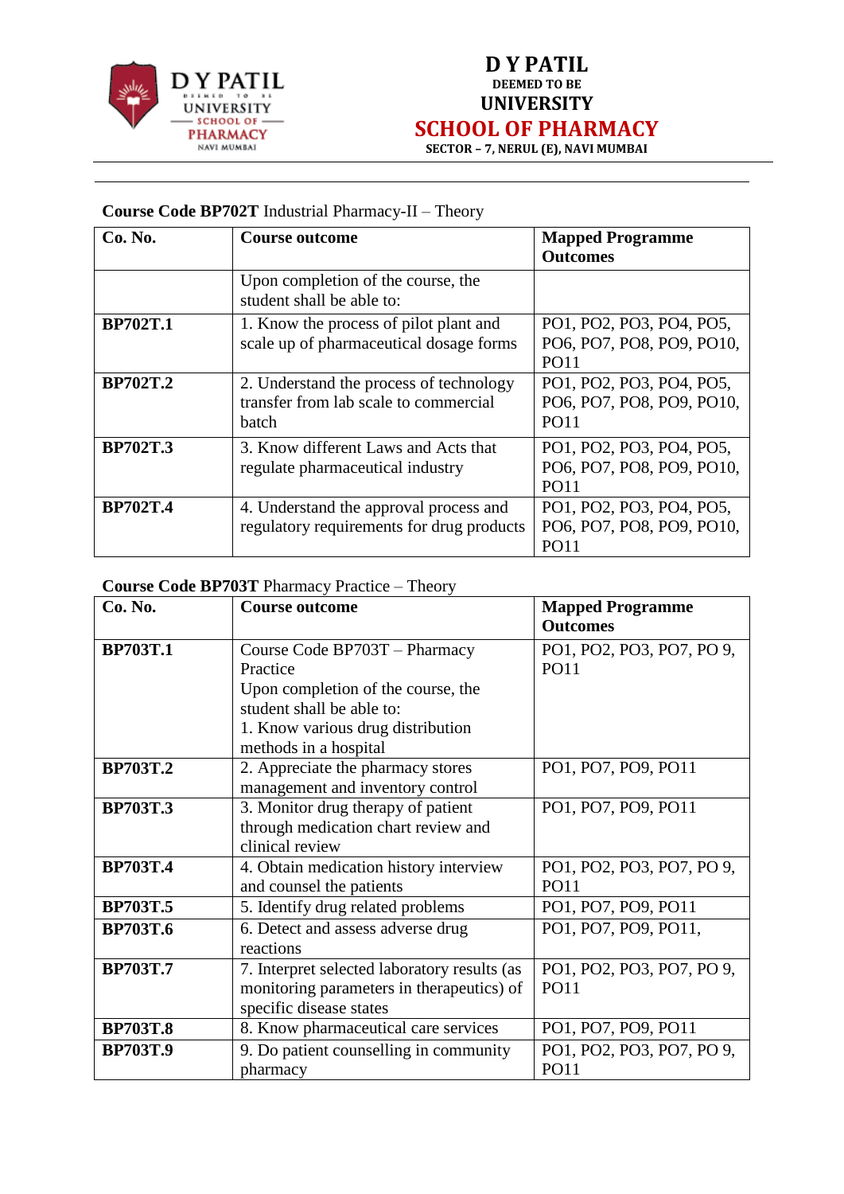**Course Code BP702T** Industrial Pharmacy-II – Theory

| **Co. No.** | **Course outcome** | **Mapped Programme Outcomes** |
|---|---|---|
| | Upon completion of the course, the student shall be able to: | |
| **BP702T.1** | 1. Know the process of pilot plant and scale up of pharmaceutical dosage forms | PO1, PO2, PO3, PO4, PO5, PO6, PO7, PO8, PO9, PO10, PO11 |
| **BP702T.2** | 2. Understand the process of technology transfer from lab scale to commercial batch | PO1, PO2, PO3, PO4, PO5, PO6, PO7, PO8, PO9, PO10, PO11 |
| **BP702T.3** | 3. Know different Laws and Acts that regulate pharmaceutical industry | PO1, PO2, PO3, PO4, PO5, PO6, PO7, PO8, PO9, PO10, PO11 |
| **BP702T.4** | 4. Understand the approval process and regulatory requirements for drug products | PO1, PO2, PO3, PO4, PO5, PO6, PO7, PO8, PO9, PO10, PO11 |

**Course Code BP703T** Pharmacy Practice – Theory

| **Co. No.** | **Course outcome** | **Mapped Programme Outcomes** |
|---|---|---|
| **BP703T.1** | Course Code BP703T – Pharmacy Practice<br>Upon completion of the course, the student shall be able to:<br>1. Know various drug distribution methods in a hospital | PO1, PO2, PO3, PO7, PO 9, PO11 |
| **BP703T.2** | 2. Appreciate the pharmacy stores management and inventory control | PO1, PO7, PO9, PO11 |
| **BP703T.3** | 3. Monitor drug therapy of patient through medication chart review and clinical review | PO1, PO7, PO9, PO11 |
| **BP703T.4** | 4. Obtain medication history interview and counsel the patients | PO1, PO2, PO3, PO7, PO 9, PO11 |
| **BP703T.5** | 5. Identify drug related problems | PO1, PO7, PO9, PO11 |
| **BP703T.6** | 6. Detect and assess adverse drug reactions | PO1, PO7, PO9, PO11, |
| **BP703T.7** | 7. Interpret selected laboratory results (as monitoring parameters in therapeutics) of specific disease states | PO1, PO2, PO3, PO7, PO 9, PO11 |
| **BP703T.8** | 8. Know pharmaceutical care services | PO1, PO7, PO9, PO11 |
| **BP703T.9** | 9. Do patient counselling in community pharmacy | PO1, PO2, PO3, PO7, PO 9, PO11 |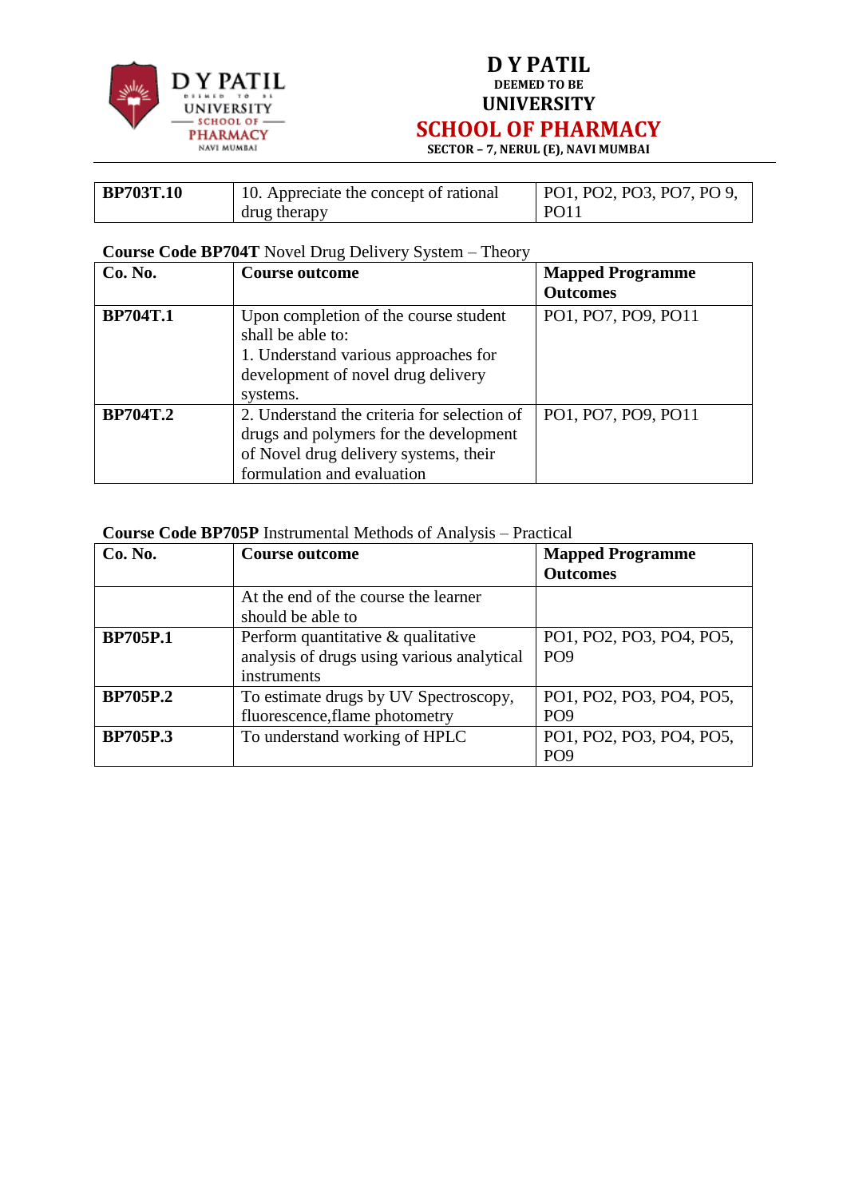| BP703T.10 | 10. Appreciate the concept of rational drug therapy | PO1, PO2, PO3, PO7, PO 9, PO11 |
|---|---|---|

**Course Code BP704T** Novel Drug Delivery System – Theory

| Co. No. | Course outcome | Mapped Programme Outcomes |
|---|---|---|
| BP704T.1 | Upon completion of the course student shall be able to:<br>1. Understand various approaches for development of novel drug delivery systems. | PO1, PO7, PO9, PO11 |
| BP704T.2 | 2. Understand the criteria for selection of drugs and polymers for the development of Novel drug delivery systems, their formulation and evaluation | PO1, PO7, PO9, PO11 |

**Course Code BP705P** Instrumental Methods of Analysis – Practical

| Co. No. | Course outcome | Mapped Programme Outcomes |
|---|---|---|
| | At the end of the course the learner should be able to | |
| BP705P.1 | Perform quantitative & qualitative analysis of drugs using various analytical instruments | PO1, PO2, PO3, PO4, PO5, PO9 |
| BP705P.2 | To estimate drugs by UV Spectroscopy, fluorescence,flame photometry | PO1, PO2, PO3, PO4, PO5, PO9 |
| BP705P.3 | To understand working of HPLC | PO1, PO2, PO3, PO4, PO5, PO9 |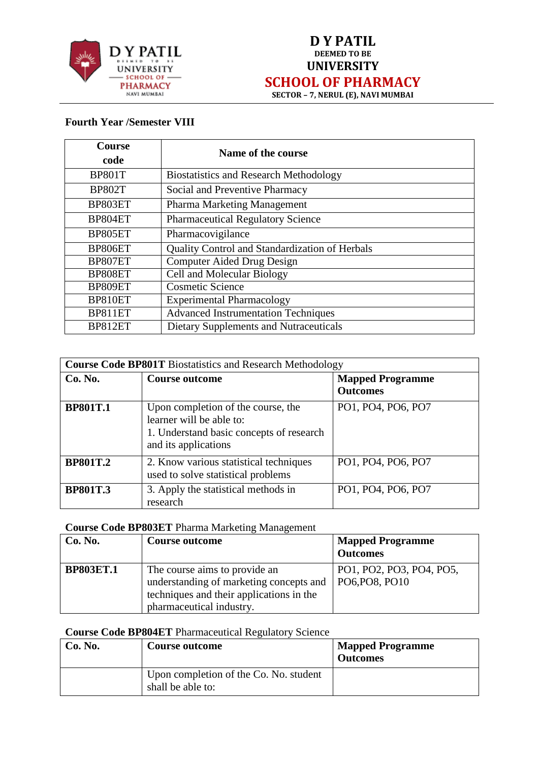D Y PATIL
DEEMED TO BE
UNIVERSITY
SCHOOL OF PHARMACY
SECTOR – 7, NERUL (E), NAVI MUMBAI

**Fourth Year /Semester VIII**

| Course code | Name of the course |
|---|---|
| BP801T | Biostatistics and Research Methodology |
| BP802T | Social and Preventive Pharmacy |
| BP803ET | Pharma Marketing Management |
| BP804ET | Pharmaceutical Regulatory Science |
| BP805ET | Pharmacovigilance |
| BP806ET | Quality Control and Standardization of Herbals |
| BP807ET | Computer Aided Drug Design |
| BP808ET | Cell and Molecular Biology |
| BP809ET | Cosmetic Science |
| BP810ET | Experimental Pharmacology |
| BP811ET | Advanced Instrumentation Techniques |
| BP812ET | Dietary Supplements and Nutraceuticals |

**Course Code BP801T** Biostatistics and Research Methodology

| Co. No. | Course outcome | Mapped Programme Outcomes |
|---|---|---|
| **BP801T.1** | Upon completion of the course, the learner will be able to:<br>1. Understand basic concepts of research and its applications | PO1, PO4, PO6, PO7 |
| **BP801T.2** | 2. Know various statistical techniques used to solve statistical problems | PO1, PO4, PO6, PO7 |
| **BP801T.3** | 3. Apply the statistical methods in research | PO1, PO4, PO6, PO7 |

**Course Code BP803ET** Pharma Marketing Management

| Co. No. | Course outcome | Mapped Programme Outcomes |
|---|---|---|
| **BP803ET.1** | The course aims to provide an understanding of marketing concepts and techniques and their applications in the pharmaceutical industry. | PO1, PO2, PO3, PO4, PO5, PO6,PO8, PO10 |

**Course Code BP804ET** Pharmaceutical Regulatory Science

| Co. No. | Course outcome | Mapped Programme Outcomes |
|---|---|---|
| | Upon completion of the Co. No. student shall be able to: | |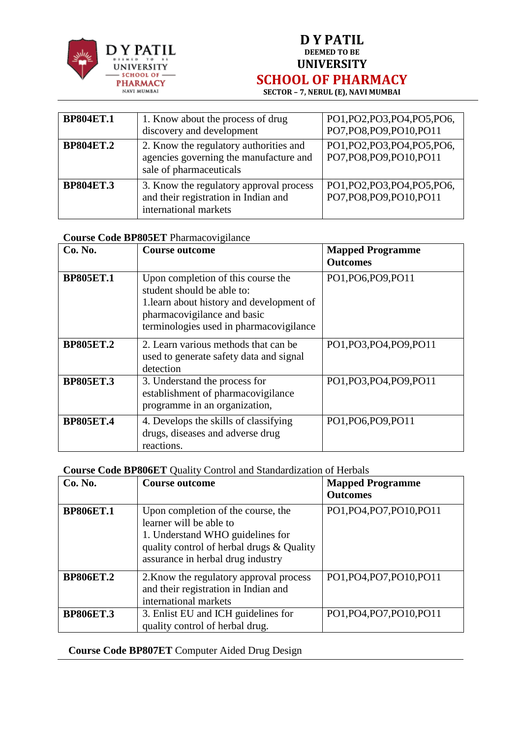| | | |
|---|---|---|
| **BP804ET.1** | 1. Know about the process of drug discovery and development | PO1,PO2,PO3,PO4,PO5,PO6, PO7,PO8,PO9,PO10,PO11 |
| **BP804ET.2** | 2. Know the regulatory authorities and agencies governing the manufacture and sale of pharmaceuticals | PO1,PO2,PO3,PO4,PO5,PO6, PO7,PO8,PO9,PO10,PO11 |
| **BP804ET.3** | 3. Know the regulatory approval process and their registration in Indian and international markets | PO1,PO2,PO3,PO4,PO5,PO6, PO7,PO8,PO9,PO10,PO11 |

**Course Code BP805ET** Pharmacovigilance

| **Co. No.** | **Course outcome** | **Mapped Programme Outcomes** |
|---|---|---|
| **BP805ET.1** | Upon completion of this course the student should be able to: 1.learn about history and development of pharmacovigilance and basic terminologies used in pharmacovigilance | PO1,PO6,PO9,PO11 |
| **BP805ET.2** | 2. Learn various methods that can be used to generate safety data and signal detection | PO1,PO3,PO4,PO9,PO11 |
| **BP805ET.3** | 3. Understand the process for establishment of pharmacovigilance programme in an organization, | PO1,PO3,PO4,PO9,PO11 |
| **BP805ET.4** | 4. Develops the skills of classifying drugs, diseases and adverse drug reactions. | PO1,PO6,PO9,PO11 |

**Course Code BP806ET** Quality Control and Standardization of Herbals

| **Co. No.** | **Course outcome** | **Mapped Programme Outcomes** |
|---|---|---|
| **BP806ET.1** | Upon completion of the course, the learner will be able to 1. Understand WHO guidelines for quality control of herbal drugs & Quality assurance in herbal drug industry | PO1,PO4,PO7,PO10,PO11 |
| **BP806ET.2** | 2.Know the regulatory approval process and their registration in Indian and international markets | PO1,PO4,PO7,PO10,PO11 |
| **BP806ET.3** | 3. Enlist EU and ICH guidelines for quality control of herbal drug. | PO1,PO4,PO7,PO10,PO11 |

**Course Code BP807ET** Computer Aided Drug Design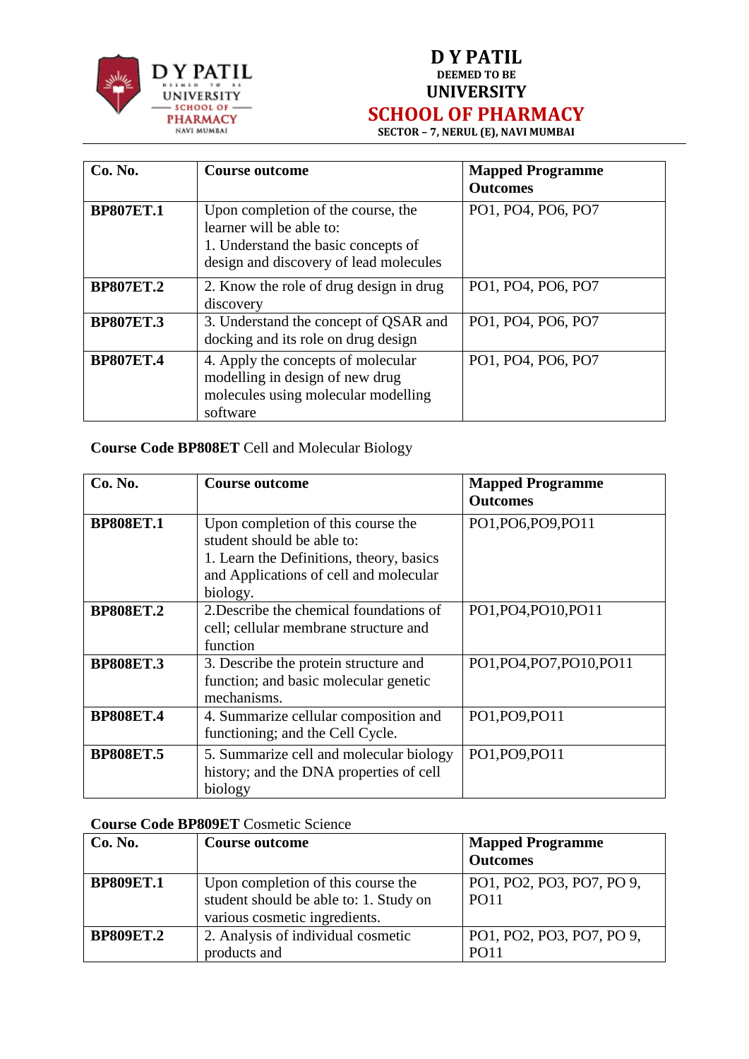| Co. No. | Course outcome | Mapped Programme Outcomes |
|---|---|---|
| **BP807ET.1** | Upon completion of the course, the learner will be able to: 1. Understand the basic concepts of design and discovery of lead molecules | PO1, PO4, PO6, PO7 |
| **BP807ET.2** | 2. Know the role of drug design in drug discovery | PO1, PO4, PO6, PO7 |
| **BP807ET.3** | 3. Understand the concept of QSAR and docking and its role on drug design | PO1, PO4, PO6, PO7 |
| **BP807ET.4** | 4. Apply the concepts of molecular modelling in design of new drug molecules using molecular modelling software | PO1, PO4, PO6, PO7 |

**Course Code BP808ET** Cell and Molecular Biology

| Co. No. | Course outcome | Mapped Programme Outcomes |
|---|---|---|
| **BP808ET.1** | Upon completion of this course the student should be able to: 1. Learn the Definitions, theory, basics and Applications of cell and molecular biology. | PO1,PO6,PO9,PO11 |
| **BP808ET.2** | 2.Describe the chemical foundations of cell; cellular membrane structure and function | PO1,PO4,PO10,PO11 |
| **BP808ET.3** | 3. Describe the protein structure and function; and basic molecular genetic mechanisms. | PO1,PO4,PO7,PO10,PO11 |
| **BP808ET.4** | 4. Summarize cellular composition and functioning; and the Cell Cycle. | PO1,PO9,PO11 |
| **BP808ET.5** | 5. Summarize cell and molecular biology history; and the DNA properties of cell biology | PO1,PO9,PO11 |

**Course Code BP809ET** Cosmetic Science

| Co. No. | Course outcome | Mapped Programme Outcomes |
|---|---|---|
| **BP809ET.1** | Upon completion of this course the student should be able to: 1. Study on various cosmetic ingredients. | PO1, PO2, PO3, PO7, PO 9, PO11 |
| **BP809ET.2** | 2. Analysis of individual cosmetic products and | PO1, PO2, PO3, PO7, PO 9, PO11 |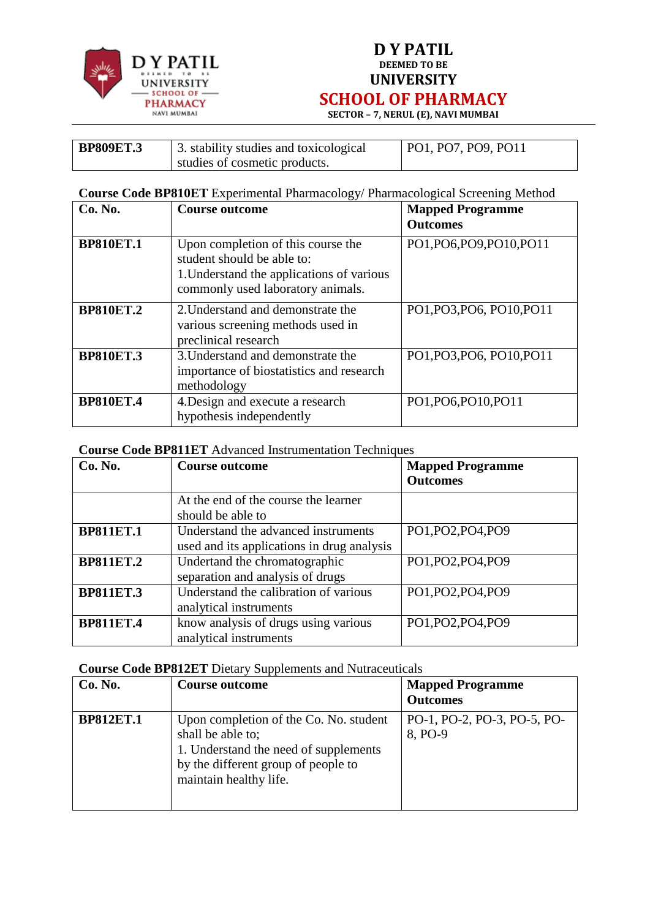| BP809ET.3 | 3. stability studies and toxicological studies of cosmetic products. | PO1, PO7, PO9, PO11 |
|---|---|---|

**Course Code BP810ET** Experimental Pharmacology/ Pharmacological Screening Method

| Co. No. | Course outcome | Mapped Programme Outcomes |
|---|---|---|
| **BP810ET.1** | Upon completion of this course the student should be able to:<br>1.Understand the applications of various commonly used laboratory animals. | PO1,PO6,PO9,PO10,PO11 |
| **BP810ET.2** | 2.Understand and demonstrate the various screening methods used in preclinical research | PO1,PO3,PO6, PO10,PO11 |
| **BP810ET.3** | 3.Understand and demonstrate the importance of biostatistics and research methodology | PO1,PO3,PO6, PO10,PO11 |
| **BP810ET.4** | 4.Design and execute a research hypothesis independently | PO1,PO6,PO10,PO11 |

**Course Code BP811ET** Advanced Instrumentation Techniques

| Co. No. | Course outcome | Mapped Programme Outcomes |
|---|---|---|
| | At the end of the course the learner should be able to | |
| **BP811ET.1** | Understand the advanced instruments used and its applications in drug analysis | PO1,PO2,PO4,PO9 |
| **BP811ET.2** | Undertand the chromatographic separation and analysis of drugs | PO1,PO2,PO4,PO9 |
| **BP811ET.3** | Understand the calibration of various analytical instruments | PO1,PO2,PO4,PO9 |
| **BP811ET.4** | know analysis of drugs using various analytical instruments | PO1,PO2,PO4,PO9 |

**Course Code BP812ET** Dietary Supplements and Nutraceuticals

| Co. No. | Course outcome | Mapped Programme Outcomes |
|---|---|---|
| **BP812ET.1** | Upon completion of the Co. No. student shall be able to;<br>1. Understand the need of supplements by the different group of people to maintain healthy life. | PO-1, PO-2, PO-3, PO-5, PO-8, PO-9 |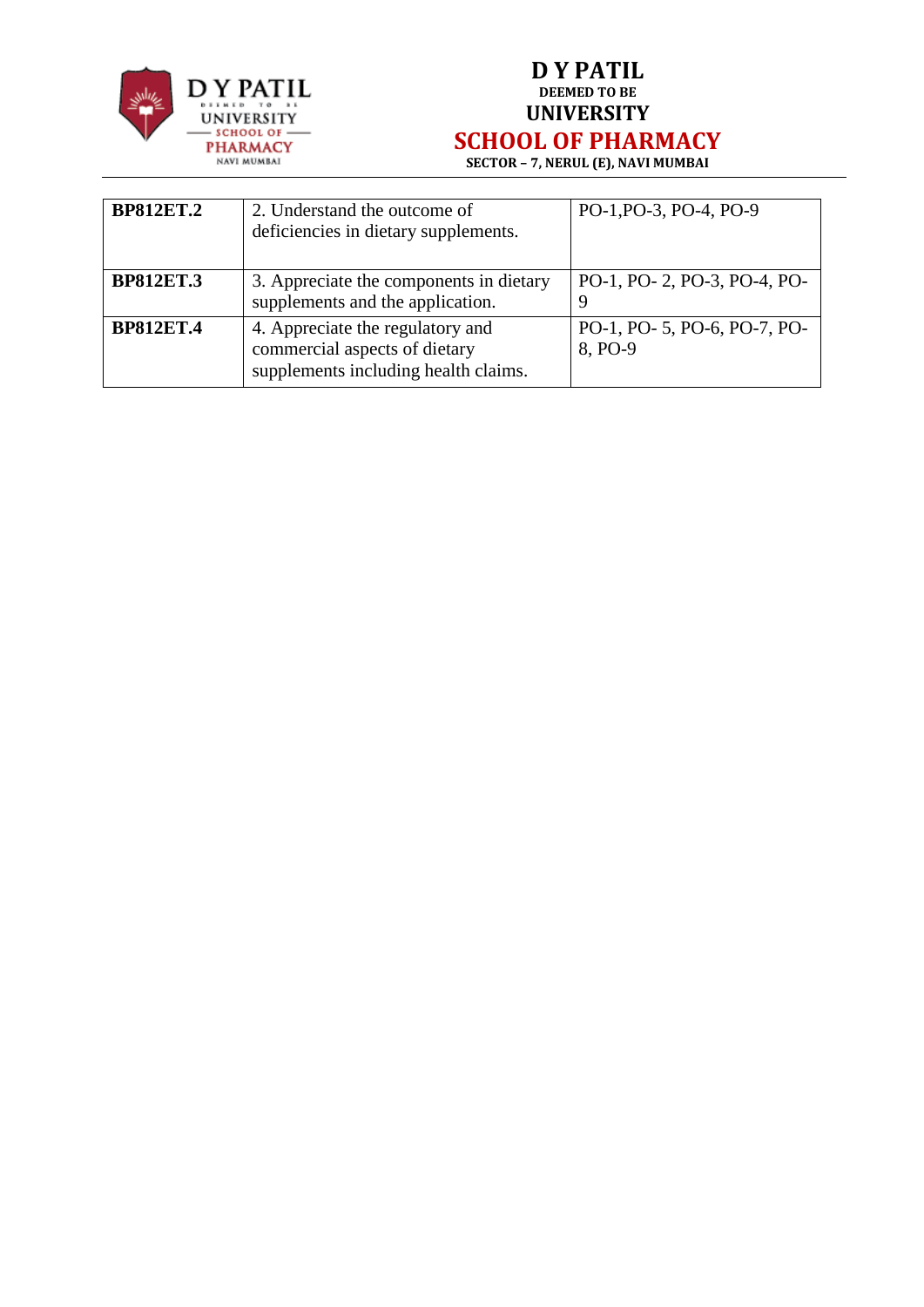| | | |
|---|---|---|
| **BP812ET.2** | 2. Understand the outcome of deficiencies in dietary supplements. | PO-1,PO-3, PO-4, PO-9 |
| **BP812ET.3** | 3. Appreciate the components in dietary supplements and the application. | PO-1, PO- 2, PO-3, PO-4, PO-9 |
| **BP812ET.4** | 4. Appreciate the regulatory and commercial aspects of dietary supplements including health claims. | PO-1, PO- 5, PO-6, PO-7, PO-8, PO-9 |